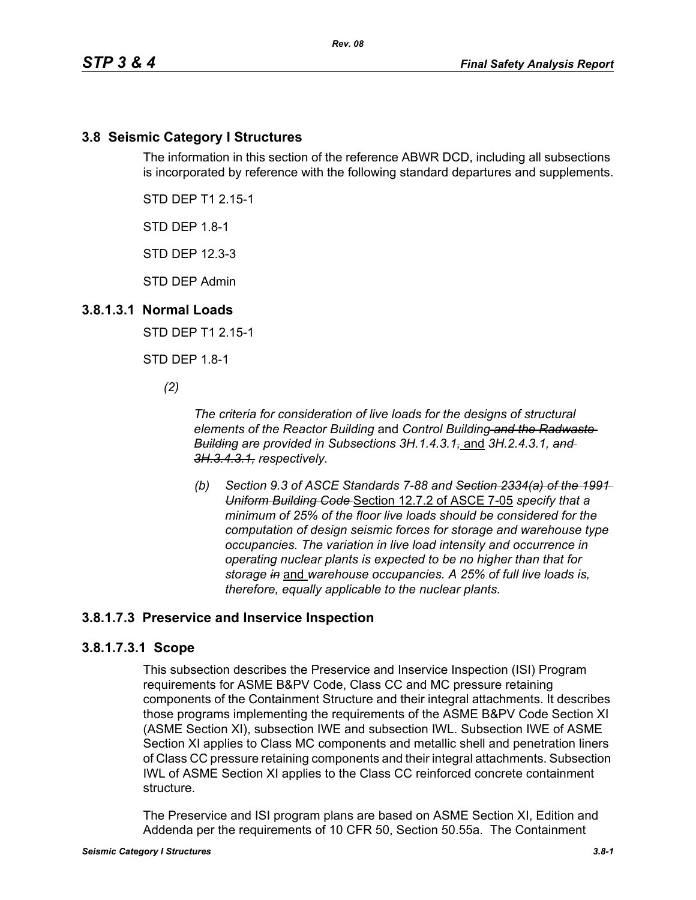## 3.8 Seismic Category I Structures

The information in this section of the reference ABWR DCD, including all subsections is incorporated by reference with the following standard departures and supplements.

STD DEP T1 2.15-1

STD DEP 1.8-1

STD DEP 12.3-3

STD DEP Admin

### 3.8.1.3.1 Normal Loads

STD DEP T1 2.15-1

STD DEP 1.8-1

*(2)*

*The criteria for consideration of live loads for the designs of structural elements of the Reactor Building* and *Control Building ~~and the Radwaste Building~~ are provided in Subsections 3H.1.4.3.1~~,~~* and *3H.2.4.3.1, ~~and 3H.3.4.3.1,~~ respectively*.

*(b) Section 9.3 of ASCE Standards 7-88 and ~~Section 2334(a) of the 1991 Uniform Building Code~~* Section 12.7.2 of ASCE 7-05 *specify that a minimum of 25% of the floor live loads should be considered for the computation of design seismic forces for storage and warehouse type occupancies. The variation in live load intensity and occurrence in operating nuclear plants is expected to be no higher than that for storage ~~in~~* and *warehouse occupancies. A 25% of full live loads is, therefore, equally applicable to the nuclear plants.*

### 3.8.1.7.3 Preservice and Inservice Inspection

#### 3.8.1.7.3.1 Scope

This subsection describes the Preservice and Inservice Inspection (ISI) Program requirements for ASME B&PV Code, Class CC and MC pressure retaining components of the Containment Structure and their integral attachments. It describes those programs implementing the requirements of the ASME B&PV Code Section XI (ASME Section XI), subsection IWE and subsection IWL. Subsection IWE of ASME Section XI applies to Class MC components and metallic shell and penetration liners of Class CC pressure retaining components and their integral attachments. Subsection IWL of ASME Section XI applies to the Class CC reinforced concrete containment structure.

The Preservice and ISI program plans are based on ASME Section XI, Edition and Addenda per the requirements of 10 CFR 50, Section 50.55a. The Containment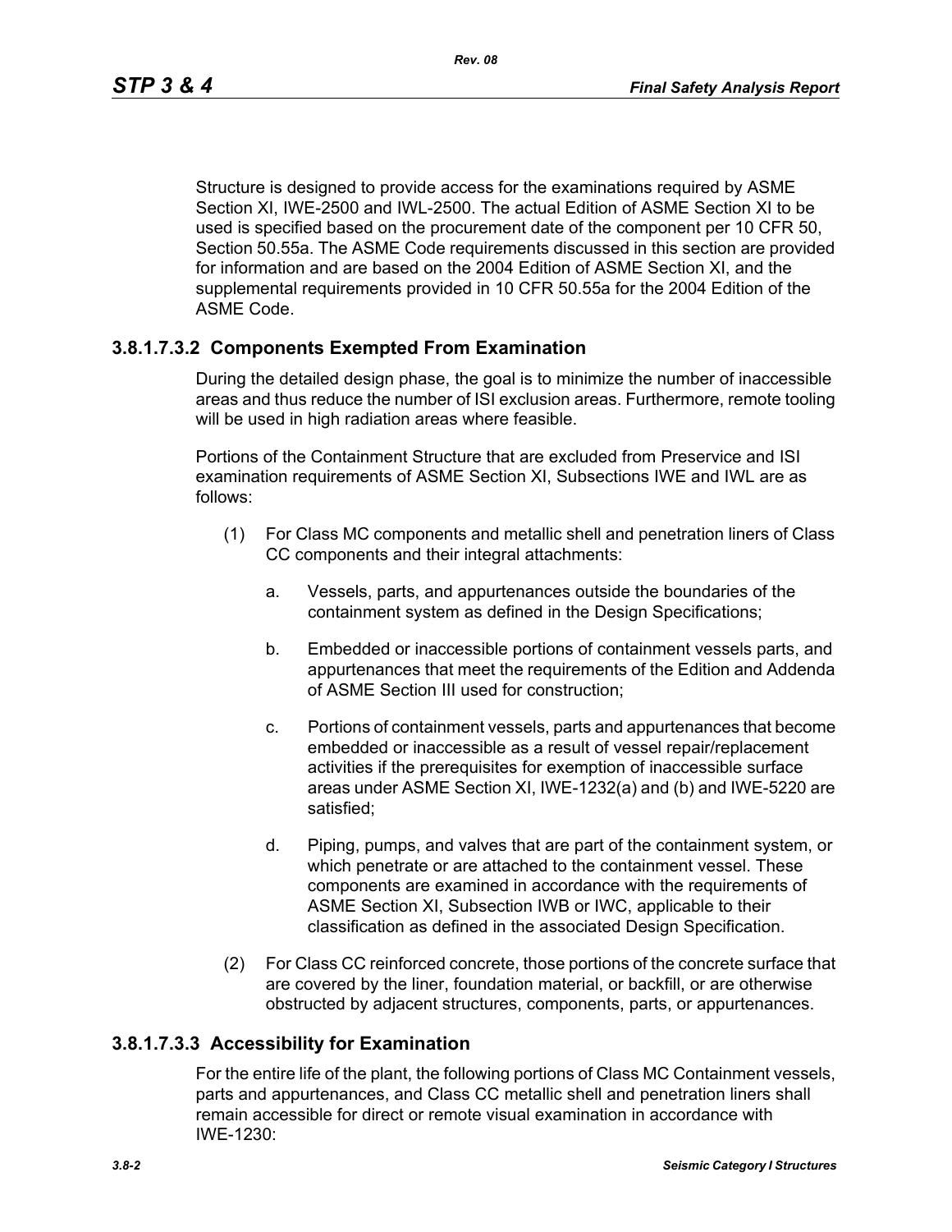Structure is designed to provide access for the examinations required by ASME Section XI, IWE-2500 and IWL-2500. The actual Edition of ASME Section XI to be used is specified based on the procurement date of the component per 10 CFR 50, Section 50.55a. The ASME Code requirements discussed in this section are provided for information and are based on the 2004 Edition of ASME Section XI, and the supplemental requirements provided in 10 CFR 50.55a for the 2004 Edition of the ASME Code.

### 3.8.1.7.3.2 Components Exempted From Examination

During the detailed design phase, the goal is to minimize the number of inaccessible areas and thus reduce the number of ISI exclusion areas. Furthermore, remote tooling will be used in high radiation areas where feasible.

Portions of the Containment Structure that are excluded from Preservice and ISI examination requirements of ASME Section XI, Subsections IWE and IWL are as follows:

(1) For Class MC components and metallic shell and penetration liners of Class CC components and their integral attachments:

   a. Vessels, parts, and appurtenances outside the boundaries of the containment system as defined in the Design Specifications;

   b. Embedded or inaccessible portions of containment vessels parts, and appurtenances that meet the requirements of the Edition and Addenda of ASME Section III used for construction;

   c. Portions of containment vessels, parts and appurtenances that become embedded or inaccessible as a result of vessel repair/replacement activities if the prerequisites for exemption of inaccessible surface areas under ASME Section XI, IWE-1232(a) and (b) and IWE-5220 are satisfied;

   d. Piping, pumps, and valves that are part of the containment system, or which penetrate or are attached to the containment vessel. These components are examined in accordance with the requirements of ASME Section XI, Subsection IWB or IWC, applicable to their classification as defined in the associated Design Specification.

(2) For Class CC reinforced concrete, those portions of the concrete surface that are covered by the liner, foundation material, or backfill, or are otherwise obstructed by adjacent structures, components, parts, or appurtenances.

### 3.8.1.7.3.3 Accessibility for Examination

For the entire life of the plant, the following portions of Class MC Containment vessels, parts and appurtenances, and Class CC metallic shell and penetration liners shall remain accessible for direct or remote visual examination in accordance with IWE-1230: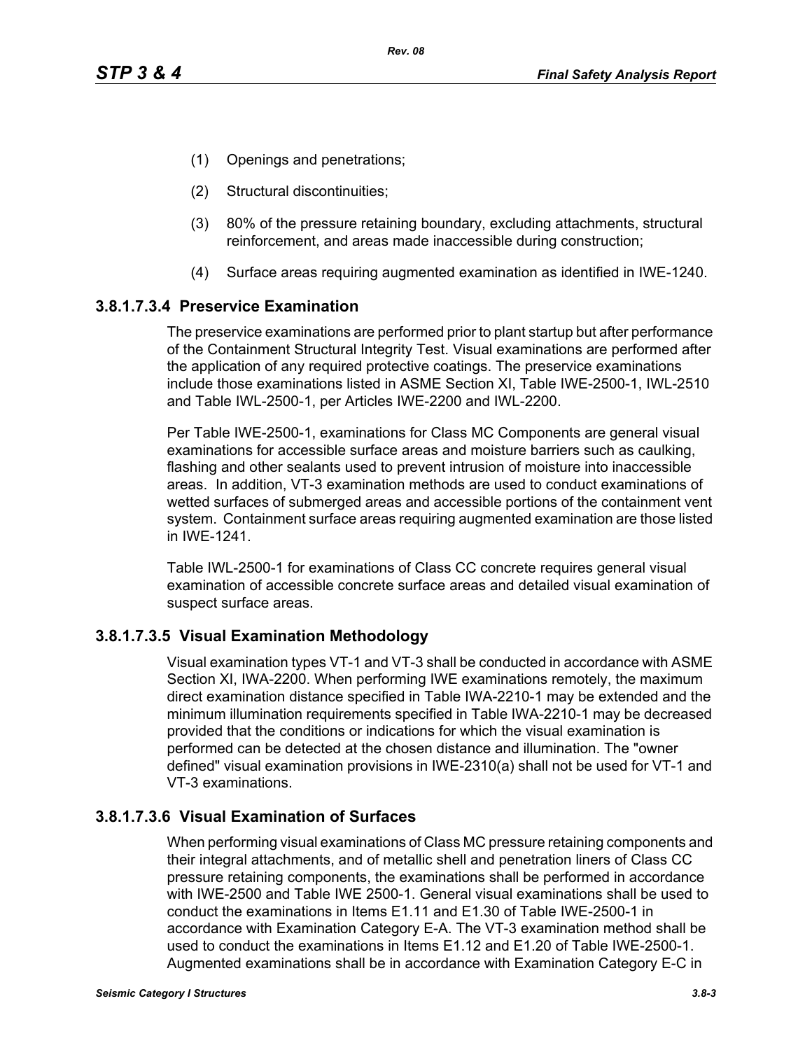(1) Openings and penetrations;

(2) Structural discontinuities;

(3) 80% of the pressure retaining boundary, excluding attachments, structural reinforcement, and areas made inaccessible during construction;

(4) Surface areas requiring augmented examination as identified in IWE-1240.

### 3.8.1.7.3.4 Preservice Examination

The preservice examinations are performed prior to plant startup but after performance of the Containment Structural Integrity Test. Visual examinations are performed after the application of any required protective coatings. The preservice examinations include those examinations listed in ASME Section XI, Table IWE-2500-1, IWL-2510 and Table IWL-2500-1, per Articles IWE-2200 and IWL-2200.

Per Table IWE-2500-1, examinations for Class MC Components are general visual examinations for accessible surface areas and moisture barriers such as caulking, flashing and other sealants used to prevent intrusion of moisture into inaccessible areas. In addition, VT-3 examination methods are used to conduct examinations of wetted surfaces of submerged areas and accessible portions of the containment vent system. Containment surface areas requiring augmented examination are those listed in IWE-1241.

Table IWL-2500-1 for examinations of Class CC concrete requires general visual examination of accessible concrete surface areas and detailed visual examination of suspect surface areas.

### 3.8.1.7.3.5 Visual Examination Methodology

Visual examination types VT-1 and VT-3 shall be conducted in accordance with ASME Section XI, IWA-2200. When performing IWE examinations remotely, the maximum direct examination distance specified in Table IWA-2210-1 may be extended and the minimum illumination requirements specified in Table IWA-2210-1 may be decreased provided that the conditions or indications for which the visual examination is performed can be detected at the chosen distance and illumination. The "owner defined" visual examination provisions in IWE-2310(a) shall not be used for VT-1 and VT-3 examinations.

### 3.8.1.7.3.6 Visual Examination of Surfaces

When performing visual examinations of Class MC pressure retaining components and their integral attachments, and of metallic shell and penetration liners of Class CC pressure retaining components, the examinations shall be performed in accordance with IWE-2500 and Table IWE 2500-1. General visual examinations shall be used to conduct the examinations in Items E1.11 and E1.30 of Table IWE-2500-1 in accordance with Examination Category E-A. The VT-3 examination method shall be used to conduct the examinations in Items E1.12 and E1.20 of Table IWE-2500-1. Augmented examinations shall be in accordance with Examination Category E-C in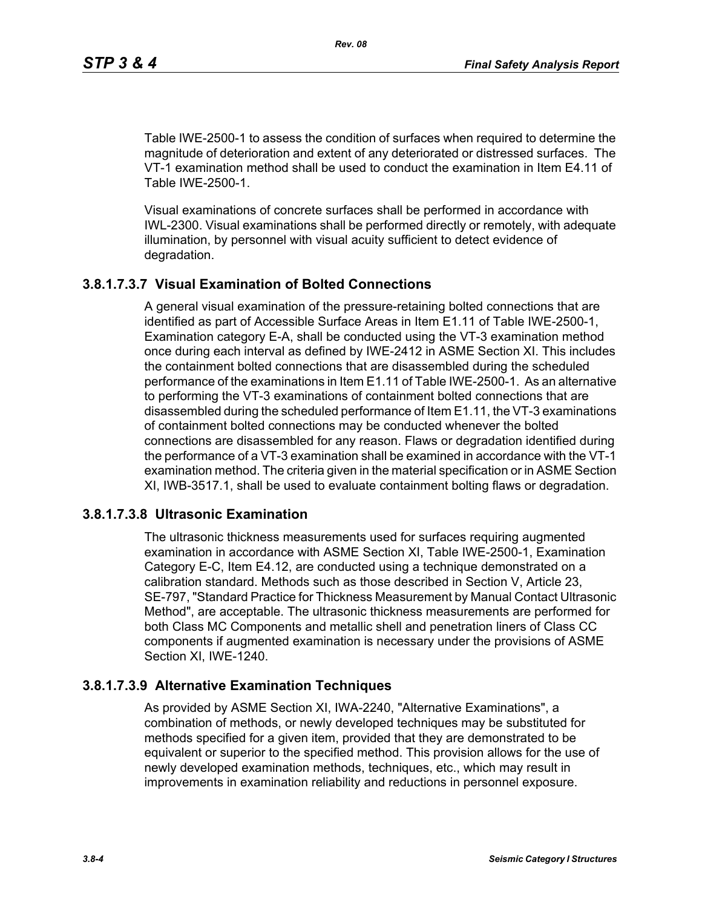Table IWE-2500-1 to assess the condition of surfaces when required to determine the magnitude of deterioration and extent of any deteriorated or distressed surfaces. The VT-1 examination method shall be used to conduct the examination in Item E4.11 of Table IWE-2500-1.

Visual examinations of concrete surfaces shall be performed in accordance with IWL-2300. Visual examinations shall be performed directly or remotely, with adequate illumination, by personnel with visual acuity sufficient to detect evidence of degradation.

#### 3.8.1.7.3.7 Visual Examination of Bolted Connections

A general visual examination of the pressure-retaining bolted connections that are identified as part of Accessible Surface Areas in Item E1.11 of Table IWE-2500-1, Examination category E-A, shall be conducted using the VT-3 examination method once during each interval as defined by IWE-2412 in ASME Section XI. This includes the containment bolted connections that are disassembled during the scheduled performance of the examinations in Item E1.11 of Table IWE-2500-1. As an alternative to performing the VT-3 examinations of containment bolted connections that are disassembled during the scheduled performance of Item E1.11, the VT-3 examinations of containment bolted connections may be conducted whenever the bolted connections are disassembled for any reason. Flaws or degradation identified during the performance of a VT-3 examination shall be examined in accordance with the VT-1 examination method. The criteria given in the material specification or in ASME Section XI, IWB-3517.1, shall be used to evaluate containment bolting flaws or degradation.

#### 3.8.1.7.3.8 Ultrasonic Examination

The ultrasonic thickness measurements used for surfaces requiring augmented examination in accordance with ASME Section XI, Table IWE-2500-1, Examination Category E-C, Item E4.12, are conducted using a technique demonstrated on a calibration standard. Methods such as those described in Section V, Article 23, SE-797, "Standard Practice for Thickness Measurement by Manual Contact Ultrasonic Method", are acceptable. The ultrasonic thickness measurements are performed for both Class MC Components and metallic shell and penetration liners of Class CC components if augmented examination is necessary under the provisions of ASME Section XI, IWE-1240.

#### 3.8.1.7.3.9 Alternative Examination Techniques

As provided by ASME Section XI, IWA-2240, "Alternative Examinations", a combination of methods, or newly developed techniques may be substituted for methods specified for a given item, provided that they are demonstrated to be equivalent or superior to the specified method. This provision allows for the use of newly developed examination methods, techniques, etc., which may result in improvements in examination reliability and reductions in personnel exposure.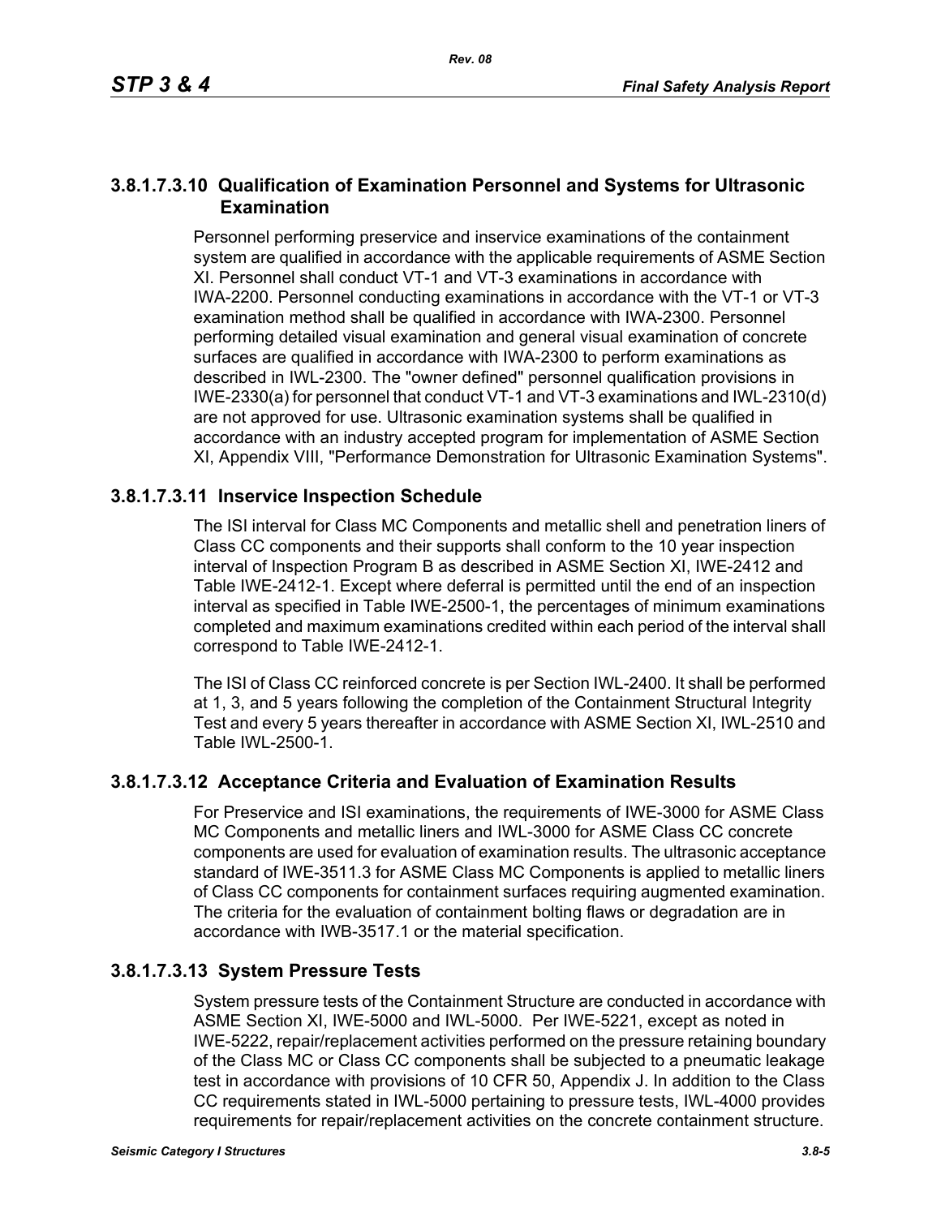### 3.8.1.7.3.10 Qualification of Examination Personnel and Systems for Ultrasonic Examination

Personnel performing preservice and inservice examinations of the containment system are qualified in accordance with the applicable requirements of ASME Section XI. Personnel shall conduct VT-1 and VT-3 examinations in accordance with IWA-2200. Personnel conducting examinations in accordance with the VT-1 or VT-3 examination method shall be qualified in accordance with IWA-2300. Personnel performing detailed visual examination and general visual examination of concrete surfaces are qualified in accordance with IWA-2300 to perform examinations as described in IWL-2300. The "owner defined" personnel qualification provisions in IWE-2330(a) for personnel that conduct VT-1 and VT-3 examinations and IWL-2310(d) are not approved for use. Ultrasonic examination systems shall be qualified in accordance with an industry accepted program for implementation of ASME Section XI, Appendix VIII, "Performance Demonstration for Ultrasonic Examination Systems".

### 3.8.1.7.3.11 Inservice Inspection Schedule

The ISI interval for Class MC Components and metallic shell and penetration liners of Class CC components and their supports shall conform to the 10 year inspection interval of Inspection Program B as described in ASME Section XI, IWE-2412 and Table IWE-2412-1. Except where deferral is permitted until the end of an inspection interval as specified in Table IWE-2500-1, the percentages of minimum examinations completed and maximum examinations credited within each period of the interval shall correspond to Table IWE-2412-1.

The ISI of Class CC reinforced concrete is per Section IWL-2400. It shall be performed at 1, 3, and 5 years following the completion of the Containment Structural Integrity Test and every 5 years thereafter in accordance with ASME Section XI, IWL-2510 and Table IWL-2500-1.

### 3.8.1.7.3.12 Acceptance Criteria and Evaluation of Examination Results

For Preservice and ISI examinations, the requirements of IWE-3000 for ASME Class MC Components and metallic liners and IWL-3000 for ASME Class CC concrete components are used for evaluation of examination results. The ultrasonic acceptance standard of IWE-3511.3 for ASME Class MC Components is applied to metallic liners of Class CC components for containment surfaces requiring augmented examination. The criteria for the evaluation of containment bolting flaws or degradation are in accordance with IWB-3517.1 or the material specification.

### 3.8.1.7.3.13 System Pressure Tests

System pressure tests of the Containment Structure are conducted in accordance with ASME Section XI, IWE-5000 and IWL-5000. Per IWE-5221, except as noted in IWE-5222, repair/replacement activities performed on the pressure retaining boundary of the Class MC or Class CC components shall be subjected to a pneumatic leakage test in accordance with provisions of 10 CFR 50, Appendix J. In addition to the Class CC requirements stated in IWL-5000 pertaining to pressure tests, IWL-4000 provides requirements for repair/replacement activities on the concrete containment structure.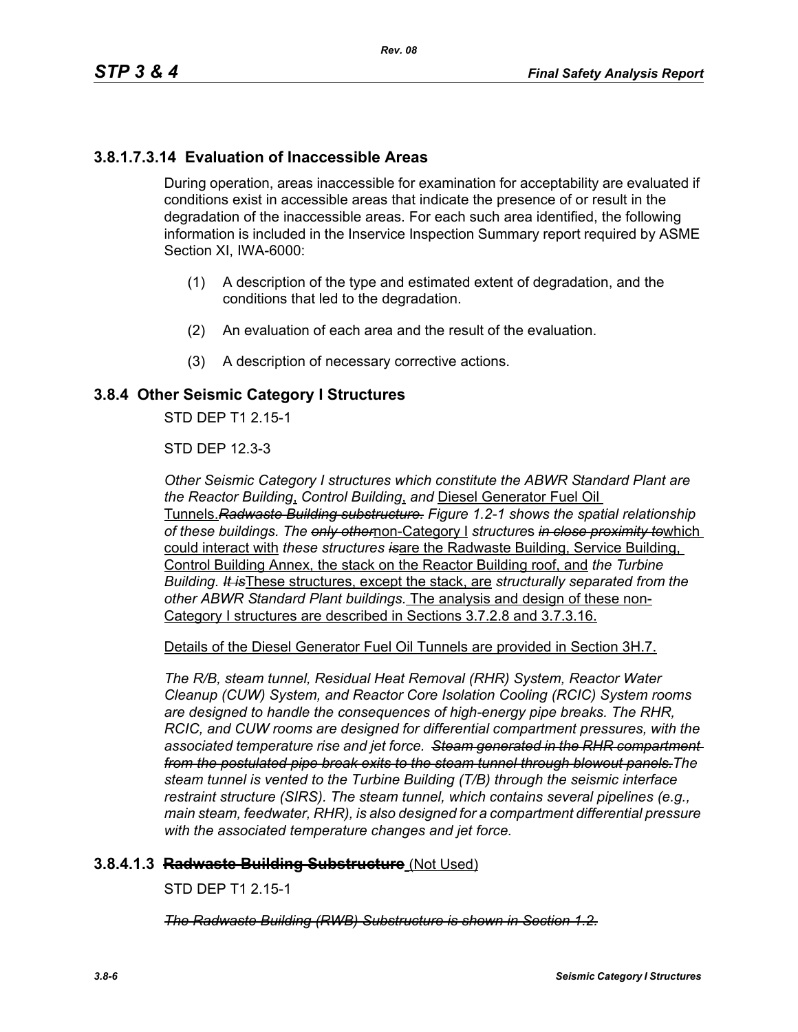### 3.8.1.7.3.14 Evaluation of Inaccessible Areas

During operation, areas inaccessible for examination for acceptability are evaluated if conditions exist in accessible areas that indicate the presence of or result in the degradation of the inaccessible areas. For each such area identified, the following information is included in the Inservice Inspection Summary report required by ASME Section XI, IWA-6000:

(1) A description of the type and estimated extent of degradation, and the conditions that led to the degradation.

(2) An evaluation of each area and the result of the evaluation.

(3) A description of necessary corrective actions.

## 3.8.4 Other Seismic Category I Structures

STD DEP T1 2.15-1

STD DEP 12.3-3

*Other Seismic Category I structures which constitute the ABWR Standard Plant are the Reactor Building*, *Control Building*, *and* Diesel Generator Fuel Oil Tunnels.~~*Radwaste Building substructure.*~~ *Figure 1.2-1 shows the spatial relationship of these buildings. The* ~~*only other*~~non-Category I *structures* ~~*in close proximity to*~~which could interact with *these structures* ~~*is*~~are the Radwaste Building, Service Building, Control Building Annex, the stack on the Reactor Building roof, and *the Turbine Building.* ~~*It is*~~These structures, except the stack, are *structurally separated from the other ABWR Standard Plant buildings.* The analysis and design of these non-Category I structures are described in Sections 3.7.2.8 and 3.7.3.16.

Details of the Diesel Generator Fuel Oil Tunnels are provided in Section 3H.7.

*The R/B, steam tunnel, Residual Heat Removal (RHR) System, Reactor Water Cleanup (CUW) System, and Reactor Core Isolation Cooling (RCIC) System rooms are designed to handle the consequences of high-energy pipe breaks. The RHR, RCIC, and CUW rooms are designed for differential compartment pressures, with the associated temperature rise and jet force.* ~~*Steam generated in the RHR compartment from the postulated pipe break exits to the steam tunnel through blowout panels.*~~*The steam tunnel is vented to the Turbine Building (T/B) through the seismic interface restraint structure (SIRS). The steam tunnel, which contains several pipelines (e.g., main steam, feedwater, RHR), is also designed for a compartment differential pressure with the associated temperature changes and jet force.*

### 3.8.4.1.3 ~~Radwaste Building Substructure~~ (Not Used)

STD DEP T1 2.15-1

~~*The Radwaste Building (RWB) Substructure is shown in Section 1.2.*~~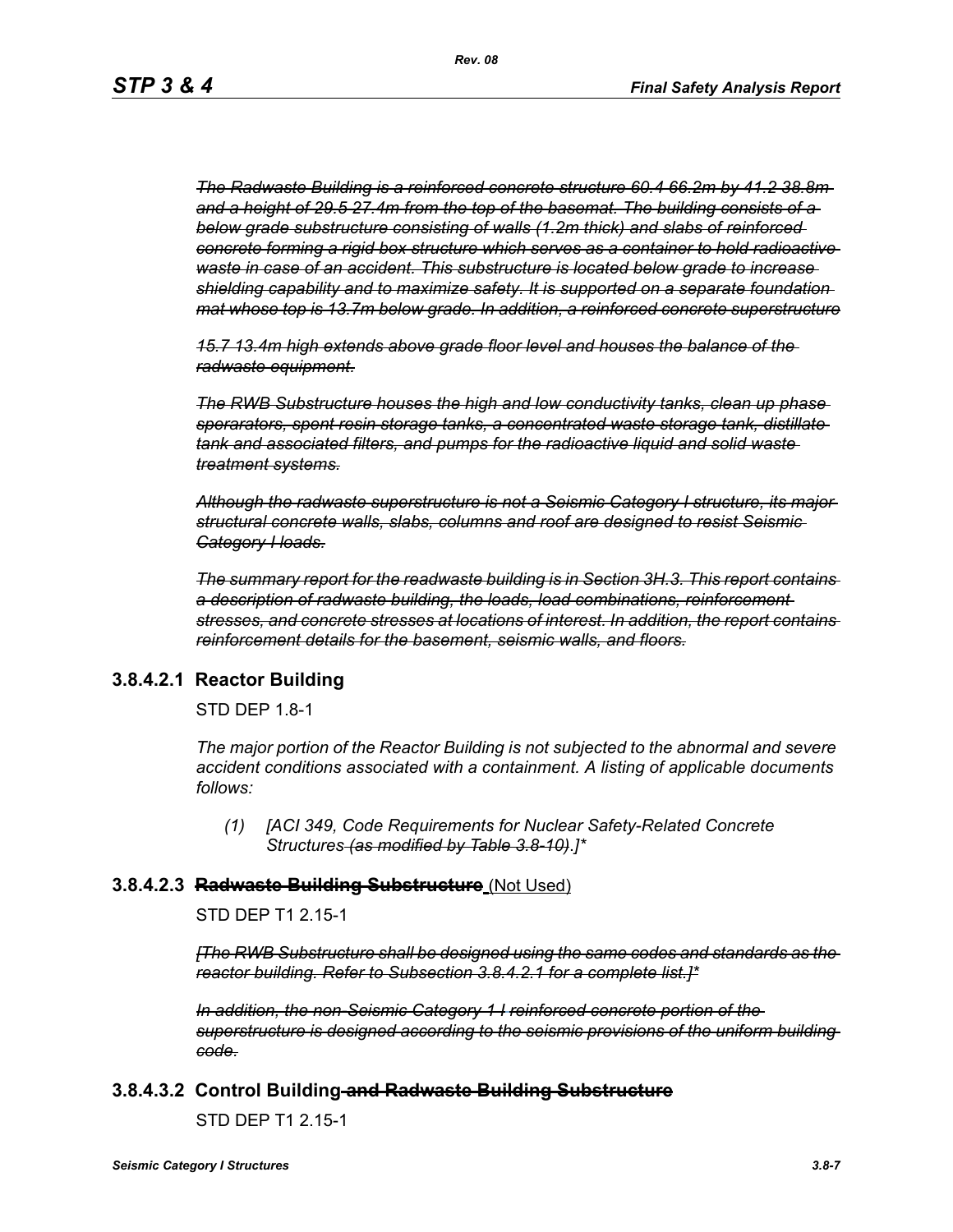*~~The Radwaste Building is a reinforced concrete structure 60.4 66.2m by 41.2 38.8m and a height of 29.5 27.4m from the top of the basemat. The building consists of a below grade substructure consisting of walls (1.2m thick) and slabs of reinforced concrete forming a rigid box structure which serves as a container to hold radioactive waste in case of an accident. This substructure is located below grade to increase shielding capability and to maximize safety. It is supported on a separate foundation mat whose top is 13.7m below grade. In addition, a reinforced concrete superstructure~~*

*~~15.7 13.4m high extends above grade floor level and houses the balance of the radwaste equipment.~~*

*~~The RWB Substructure houses the high and low conductivity tanks, clean up phase sperarators, spent resin storage tanks, a concentrated waste storage tank, distillate tank and associated filters, and pumps for the radioactive liquid and solid waste treatment systems.~~*

*~~Although the radwaste superstructure is not a Seismic Category I structure, its major structural concrete walls, slabs, columns and roof are designed to resist Seismic Category I loads.~~*

*~~The summary report for the readwaste building is in Section 3H.3. This report contains a description of radwaste building, the loads, load combinations, reinforcement stresses, and concrete stresses at locations of interest. In addition, the report contains reinforcement details for the basement, seismic walls, and floors.~~*

### 3.8.4.2.1 Reactor Building

STD DEP 1.8-1

*The major portion of the Reactor Building is not subjected to the abnormal and severe accident conditions associated with a containment. A listing of applicable documents follows:*

*(1) [ACI 349, Code Requirements for Nuclear Safety-Related Concrete Structures ~~(as modified by Table 3.8-10)~~.]**

### 3.8.4.2.3 ~~**Radwaste Building Substructure**~~ (Not Used)

STD DEP T1 2.15-1

*~~[The RWB Substructure shall be designed using the same codes and standards as the reactor building. Refer to Subsection 3.8.4.2.1 for a complete list.]*~~*

*~~In addition, the non-Seismic Category 1 I reinforced concrete portion of the superstructure is designed according to the seismic provisions of the uniform building code.~~*

### 3.8.4.3.2 Control Building ~~and Radwaste Building Substructure~~

STD DEP T1 2.15-1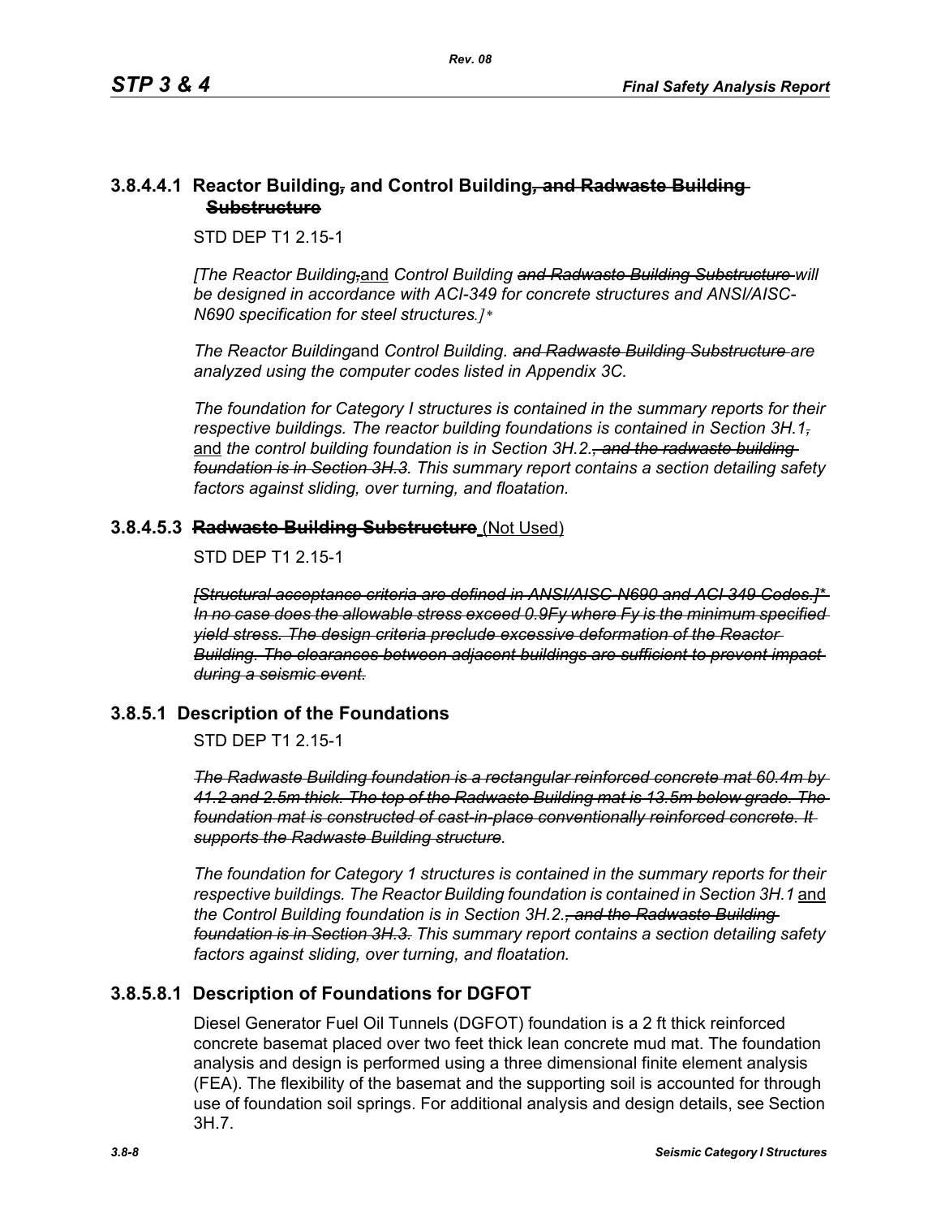### 3.8.4.4.1 Reactor Building~~,~~ and Control Building~~, and Radwaste Building Substructure~~

STD DEP T1 2.15-1

*[The Reactor Building~~,~~*<u>and</u> *Control Building ~~and Radwaste Building Substructure~~ will be designed in accordance with ACI-349 for concrete structures and ANSI/AISC-N690 specification for steel structures.]\**

*The Reactor Building*and *Control Building. ~~and Radwaste Building Substructure~~ are analyzed using the computer codes listed in Appendix 3C.*

*The foundation for Category I structures is contained in the summary reports for their respective buildings. The reactor building foundations is contained in Section 3H.1~~,~~* <u>and</u> *the control building foundation is in Section 3H.2.~~, and the radwaste building foundation is in Section 3H.3.~~ This summary report contains a section detailing safety factors against sliding, over turning, and floatation.*

### 3.8.4.5.3 ~~Radwaste Building Substructure~~ <u>(Not Used)</u>

STD DEP T1 2.15-1

*~~[Structural acceptance criteria are defined in ANSI/AISC-N690 and ACI 349 Codes.]\* In no case does the allowable stress exceed 0.9Fy where Fy is the minimum specified yield stress. The design criteria preclude excessive deformation of the Reactor Building. The clearances between adjacent buildings are sufficient to prevent impact during a seismic event.~~*

## 3.8.5.1 Description of the Foundations

STD DEP T1 2.15-1

*~~The Radwaste Building foundation is a rectangular reinforced concrete mat 60.4m by 41.2 and 2.5m thick. The top of the Radwaste Building mat is 13.5m below grade. The foundation mat is constructed of cast-in-place conventionally reinforced concrete. It supports the Radwaste Building structure.~~*

*The foundation for Category 1 structures is contained in the summary reports for their respective buildings. The Reactor Building foundation is contained in Section 3H.1* <u>and</u> *the Control Building foundation is in Section 3H.2.~~, and the Radwaste Building foundation is in Section 3H.3.~~ This summary report contains a section detailing safety factors against sliding, over turning, and floatation.*

## 3.8.5.8.1 Description of Foundations for DGFOT

Diesel Generator Fuel Oil Tunnels (DGFOT) foundation is a 2 ft thick reinforced concrete basemat placed over two feet thick lean concrete mud mat. The foundation analysis and design is performed using a three dimensional finite element analysis (FEA). The flexibility of the basemat and the supporting soil is accounted for through use of foundation soil springs. For additional analysis and design details, see Section 3H.7.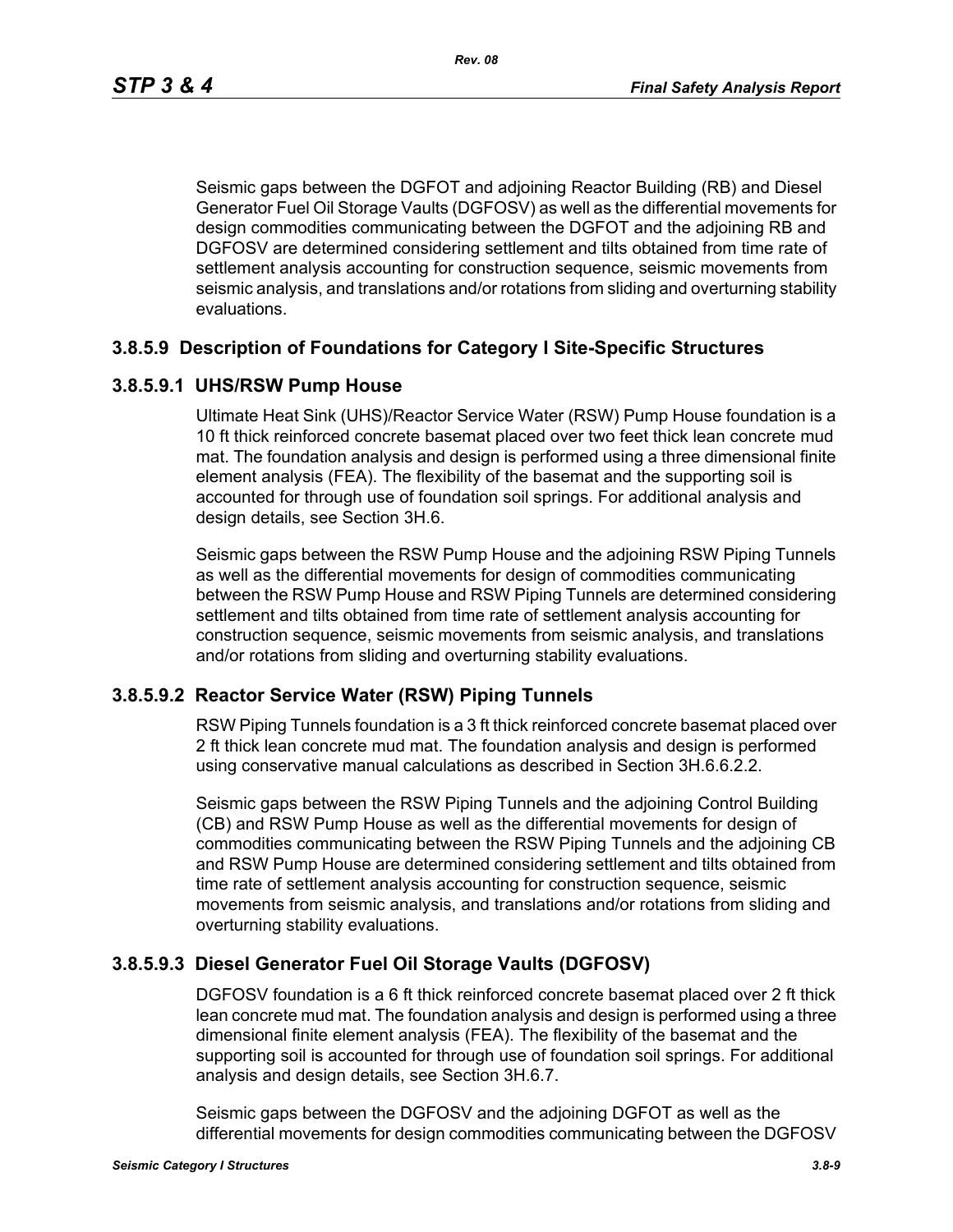Seismic gaps between the DGFOT and adjoining Reactor Building (RB) and Diesel Generator Fuel Oil Storage Vaults (DGFOSV) as well as the differential movements for design commodities communicating between the DGFOT and the adjoining RB and DGFOSV are determined considering settlement and tilts obtained from time rate of settlement analysis accounting for construction sequence, seismic movements from seismic analysis, and translations and/or rotations from sliding and overturning stability evaluations.

### 3.8.5.9 Description of Foundations for Category I Site-Specific Structures

#### 3.8.5.9.1 UHS/RSW Pump House

Ultimate Heat Sink (UHS)/Reactor Service Water (RSW) Pump House foundation is a 10 ft thick reinforced concrete basemat placed over two feet thick lean concrete mud mat. The foundation analysis and design is performed using a three dimensional finite element analysis (FEA). The flexibility of the basemat and the supporting soil is accounted for through use of foundation soil springs. For additional analysis and design details, see Section 3H.6.

Seismic gaps between the RSW Pump House and the adjoining RSW Piping Tunnels as well as the differential movements for design of commodities communicating between the RSW Pump House and RSW Piping Tunnels are determined considering settlement and tilts obtained from time rate of settlement analysis accounting for construction sequence, seismic movements from seismic analysis, and translations and/or rotations from sliding and overturning stability evaluations.

#### 3.8.5.9.2 Reactor Service Water (RSW) Piping Tunnels

RSW Piping Tunnels foundation is a 3 ft thick reinforced concrete basemat placed over 2 ft thick lean concrete mud mat. The foundation analysis and design is performed using conservative manual calculations as described in Section 3H.6.6.2.2.

Seismic gaps between the RSW Piping Tunnels and the adjoining Control Building (CB) and RSW Pump House as well as the differential movements for design of commodities communicating between the RSW Piping Tunnels and the adjoining CB and RSW Pump House are determined considering settlement and tilts obtained from time rate of settlement analysis accounting for construction sequence, seismic movements from seismic analysis, and translations and/or rotations from sliding and overturning stability evaluations.

#### 3.8.5.9.3 Diesel Generator Fuel Oil Storage Vaults (DGFOSV)

DGFOSV foundation is a 6 ft thick reinforced concrete basemat placed over 2 ft thick lean concrete mud mat. The foundation analysis and design is performed using a three dimensional finite element analysis (FEA). The flexibility of the basemat and the supporting soil is accounted for through use of foundation soil springs. For additional analysis and design details, see Section 3H.6.7.

Seismic gaps between the DGFOSV and the adjoining DGFOT as well as the differential movements for design commodities communicating between the DGFOSV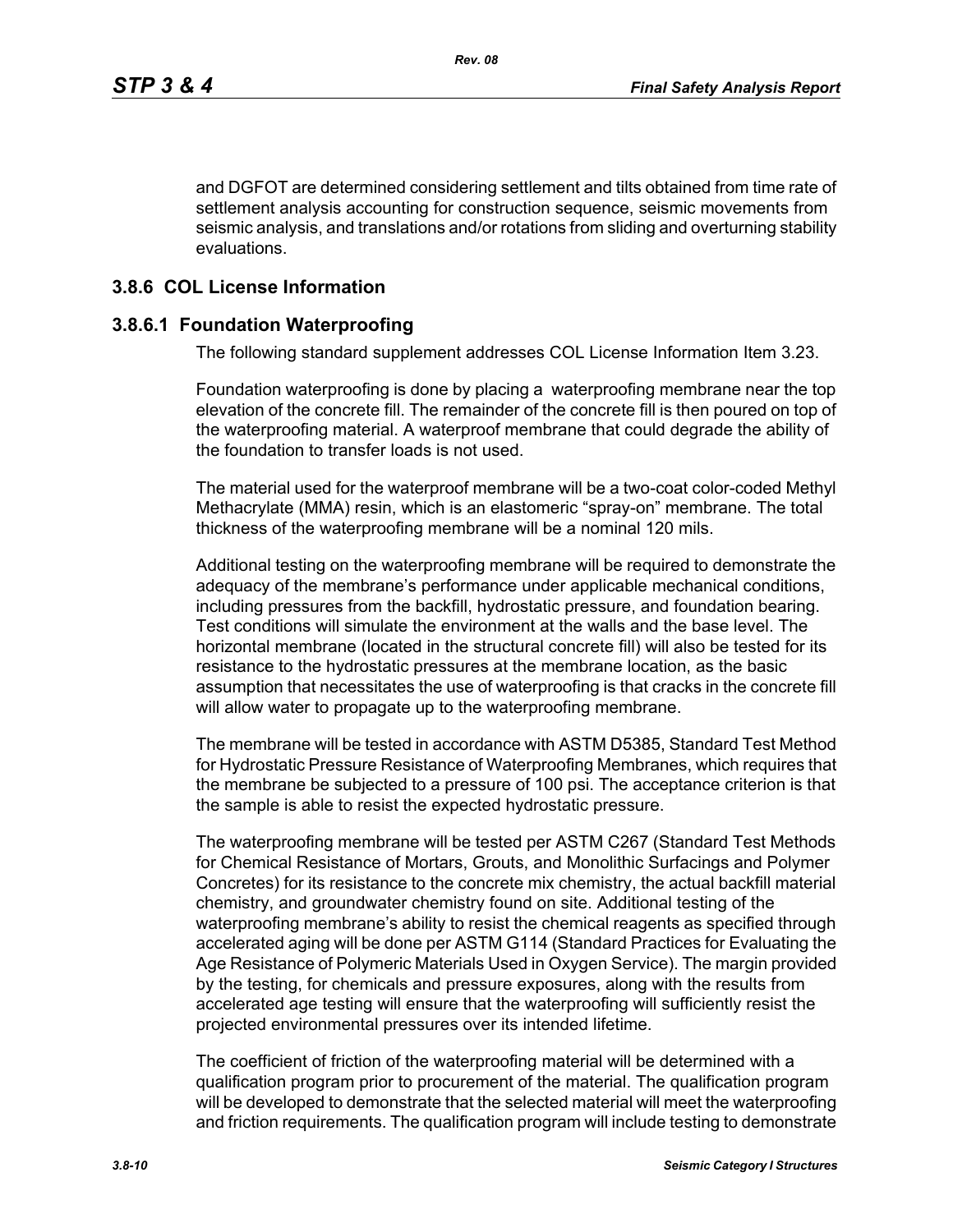and DGFOT are determined considering settlement and tilts obtained from time rate of settlement analysis accounting for construction sequence, seismic movements from seismic analysis, and translations and/or rotations from sliding and overturning stability evaluations.

## 3.8.6 COL License Information

### 3.8.6.1 Foundation Waterproofing

The following standard supplement addresses COL License Information Item 3.23.

Foundation waterproofing is done by placing a waterproofing membrane near the top elevation of the concrete fill. The remainder of the concrete fill is then poured on top of the waterproofing material. A waterproof membrane that could degrade the ability of the foundation to transfer loads is not used.

The material used for the waterproof membrane will be a two-coat color-coded Methyl Methacrylate (MMA) resin, which is an elastomeric "spray-on" membrane. The total thickness of the waterproofing membrane will be a nominal 120 mils.

Additional testing on the waterproofing membrane will be required to demonstrate the adequacy of the membrane's performance under applicable mechanical conditions, including pressures from the backfill, hydrostatic pressure, and foundation bearing. Test conditions will simulate the environment at the walls and the base level. The horizontal membrane (located in the structural concrete fill) will also be tested for its resistance to the hydrostatic pressures at the membrane location, as the basic assumption that necessitates the use of waterproofing is that cracks in the concrete fill will allow water to propagate up to the waterproofing membrane.

The membrane will be tested in accordance with ASTM D5385, Standard Test Method for Hydrostatic Pressure Resistance of Waterproofing Membranes, which requires that the membrane be subjected to a pressure of 100 psi. The acceptance criterion is that the sample is able to resist the expected hydrostatic pressure.

The waterproofing membrane will be tested per ASTM C267 (Standard Test Methods for Chemical Resistance of Mortars, Grouts, and Monolithic Surfacings and Polymer Concretes) for its resistance to the concrete mix chemistry, the actual backfill material chemistry, and groundwater chemistry found on site. Additional testing of the waterproofing membrane's ability to resist the chemical reagents as specified through accelerated aging will be done per ASTM G114 (Standard Practices for Evaluating the Age Resistance of Polymeric Materials Used in Oxygen Service). The margin provided by the testing, for chemicals and pressure exposures, along with the results from accelerated age testing will ensure that the waterproofing will sufficiently resist the projected environmental pressures over its intended lifetime.

The coefficient of friction of the waterproofing material will be determined with a qualification program prior to procurement of the material. The qualification program will be developed to demonstrate that the selected material will meet the waterproofing and friction requirements. The qualification program will include testing to demonstrate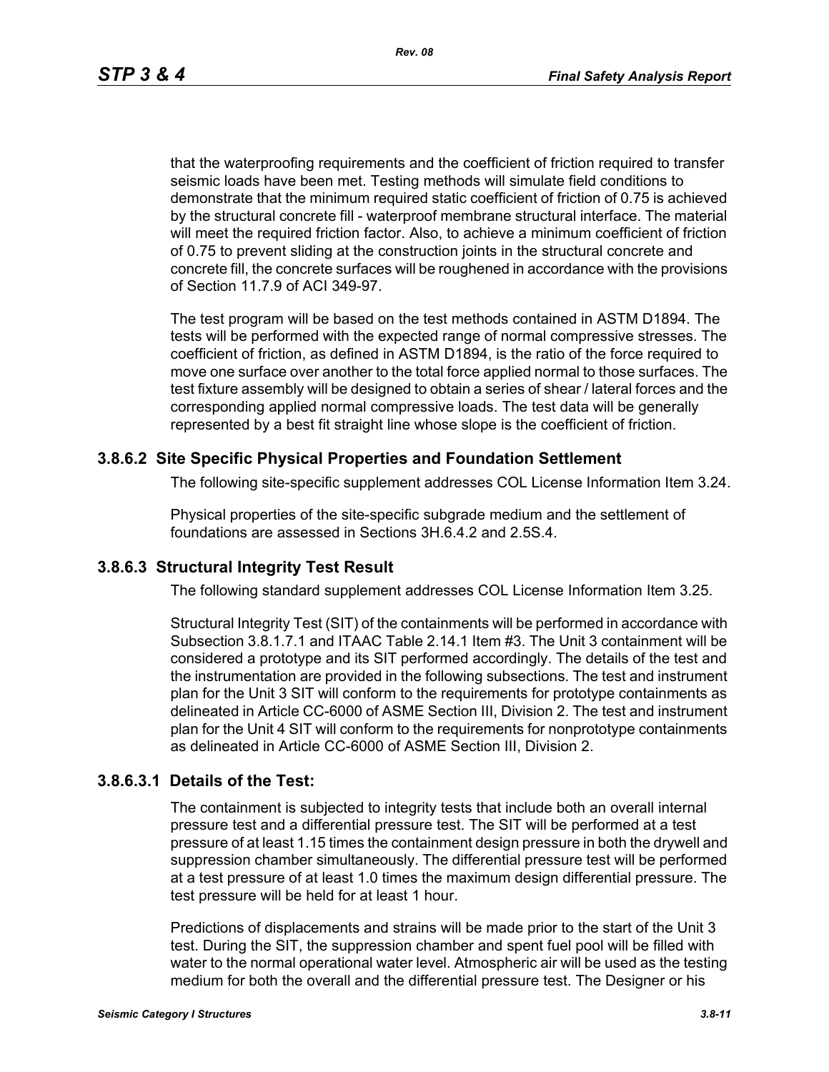that the waterproofing requirements and the coefficient of friction required to transfer seismic loads have been met. Testing methods will simulate field conditions to demonstrate that the minimum required static coefficient of friction of 0.75 is achieved by the structural concrete fill - waterproof membrane structural interface. The material will meet the required friction factor. Also, to achieve a minimum coefficient of friction of 0.75 to prevent sliding at the construction joints in the structural concrete and concrete fill, the concrete surfaces will be roughened in accordance with the provisions of Section 11.7.9 of ACI 349-97.

The test program will be based on the test methods contained in ASTM D1894. The tests will be performed with the expected range of normal compressive stresses. The coefficient of friction, as defined in ASTM D1894, is the ratio of the force required to move one surface over another to the total force applied normal to those surfaces. The test fixture assembly will be designed to obtain a series of shear / lateral forces and the corresponding applied normal compressive loads. The test data will be generally represented by a best fit straight line whose slope is the coefficient of friction.

### 3.8.6.2 Site Specific Physical Properties and Foundation Settlement

The following site-specific supplement addresses COL License Information Item 3.24.

Physical properties of the site-specific subgrade medium and the settlement of foundations are assessed in Sections 3H.6.4.2 and 2.5S.4.

### 3.8.6.3 Structural Integrity Test Result

The following standard supplement addresses COL License Information Item 3.25.

Structural Integrity Test (SIT) of the containments will be performed in accordance with Subsection 3.8.1.7.1 and ITAAC Table 2.14.1 Item #3. The Unit 3 containment will be considered a prototype and its SIT performed accordingly. The details of the test and the instrumentation are provided in the following subsections. The test and instrument plan for the Unit 3 SIT will conform to the requirements for prototype containments as delineated in Article CC-6000 of ASME Section III, Division 2. The test and instrument plan for the Unit 4 SIT will conform to the requirements for nonprototype containments as delineated in Article CC-6000 of ASME Section III, Division 2.

#### 3.8.6.3.1 Details of the Test:

The containment is subjected to integrity tests that include both an overall internal pressure test and a differential pressure test. The SIT will be performed at a test pressure of at least 1.15 times the containment design pressure in both the drywell and suppression chamber simultaneously. The differential pressure test will be performed at a test pressure of at least 1.0 times the maximum design differential pressure. The test pressure will be held for at least 1 hour.

Predictions of displacements and strains will be made prior to the start of the Unit 3 test. During the SIT, the suppression chamber and spent fuel pool will be filled with water to the normal operational water level. Atmospheric air will be used as the testing medium for both the overall and the differential pressure test. The Designer or his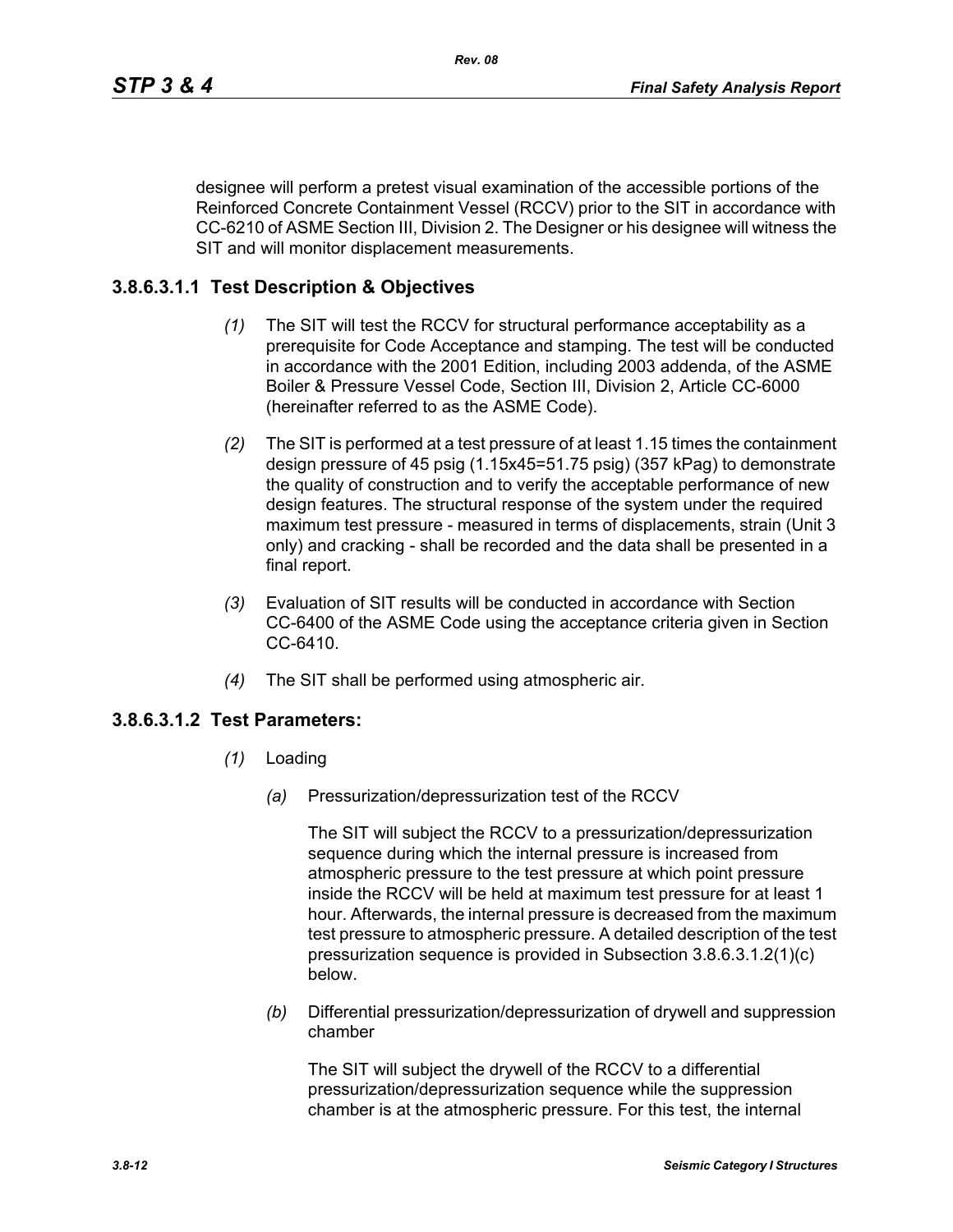designee will perform a pretest visual examination of the accessible portions of the Reinforced Concrete Containment Vessel (RCCV) prior to the SIT in accordance with CC-6210 of ASME Section III, Division 2. The Designer or his designee will witness the SIT and will monitor displacement measurements.

### 3.8.6.3.1.1 Test Description & Objectives

*(1)* The SIT will test the RCCV for structural performance acceptability as a prerequisite for Code Acceptance and stamping. The test will be conducted in accordance with the 2001 Edition, including 2003 addenda, of the ASME Boiler & Pressure Vessel Code, Section III, Division 2, Article CC-6000 (hereinafter referred to as the ASME Code).

*(2)* The SIT is performed at a test pressure of at least 1.15 times the containment design pressure of 45 psig (1.15x45=51.75 psig) (357 kPag) to demonstrate the quality of construction and to verify the acceptable performance of new design features. The structural response of the system under the required maximum test pressure - measured in terms of displacements, strain (Unit 3 only) and cracking - shall be recorded and the data shall be presented in a final report.

*(3)* Evaluation of SIT results will be conducted in accordance with Section CC-6400 of the ASME Code using the acceptance criteria given in Section CC-6410.

*(4)* The SIT shall be performed using atmospheric air.

### 3.8.6.3.1.2 Test Parameters:

*(1)* Loading

*(a)* Pressurization/depressurization test of the RCCV

The SIT will subject the RCCV to a pressurization/depressurization sequence during which the internal pressure is increased from atmospheric pressure to the test pressure at which point pressure inside the RCCV will be held at maximum test pressure for at least 1 hour. Afterwards, the internal pressure is decreased from the maximum test pressure to atmospheric pressure. A detailed description of the test pressurization sequence is provided in Subsection 3.8.6.3.1.2(1)(c) below.

*(b)* Differential pressurization/depressurization of drywell and suppression chamber

The SIT will subject the drywell of the RCCV to a differential pressurization/depressurization sequence while the suppression chamber is at the atmospheric pressure. For this test, the internal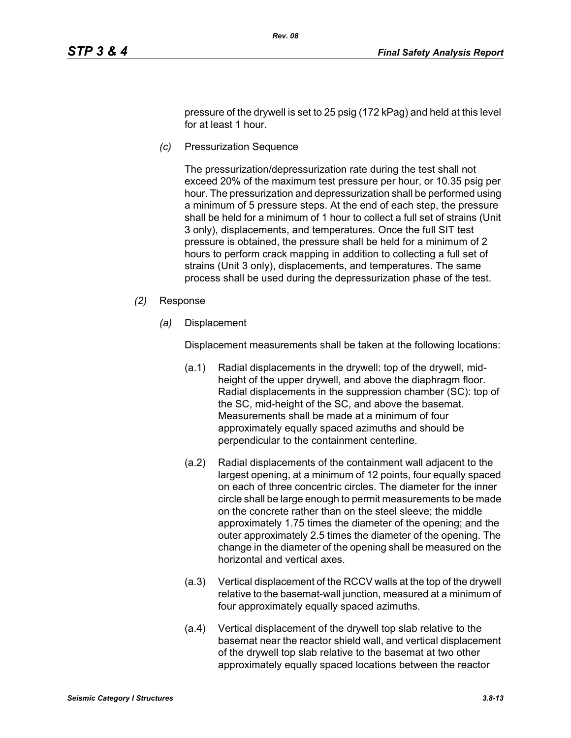pressure of the drywell is set to 25 psig (172 kPag) and held at this level for at least 1 hour.

*(c)* Pressurization Sequence

The pressurization/depressurization rate during the test shall not exceed 20% of the maximum test pressure per hour, or 10.35 psig per hour. The pressurization and depressurization shall be performed using a minimum of 5 pressure steps. At the end of each step, the pressure shall be held for a minimum of 1 hour to collect a full set of strains (Unit 3 only), displacements, and temperatures. Once the full SIT test pressure is obtained, the pressure shall be held for a minimum of 2 hours to perform crack mapping in addition to collecting a full set of strains (Unit 3 only), displacements, and temperatures. The same process shall be used during the depressurization phase of the test.

*(2)* Response

*(a)* Displacement

Displacement measurements shall be taken at the following locations:

(a.1) Radial displacements in the drywell: top of the drywell, mid-height of the upper drywell, and above the diaphragm floor. Radial displacements in the suppression chamber (SC): top of the SC, mid-height of the SC, and above the basemat. Measurements shall be made at a minimum of four approximately equally spaced azimuths and should be perpendicular to the containment centerline.

(a.2) Radial displacements of the containment wall adjacent to the largest opening, at a minimum of 12 points, four equally spaced on each of three concentric circles. The diameter for the inner circle shall be large enough to permit measurements to be made on the concrete rather than on the steel sleeve; the middle approximately 1.75 times the diameter of the opening; and the outer approximately 2.5 times the diameter of the opening. The change in the diameter of the opening shall be measured on the horizontal and vertical axes.

(a.3) Vertical displacement of the RCCV walls at the top of the drywell relative to the basemat-wall junction, measured at a minimum of four approximately equally spaced azimuths.

(a.4) Vertical displacement of the drywell top slab relative to the basemat near the reactor shield wall, and vertical displacement of the drywell top slab relative to the basemat at two other approximately equally spaced locations between the reactor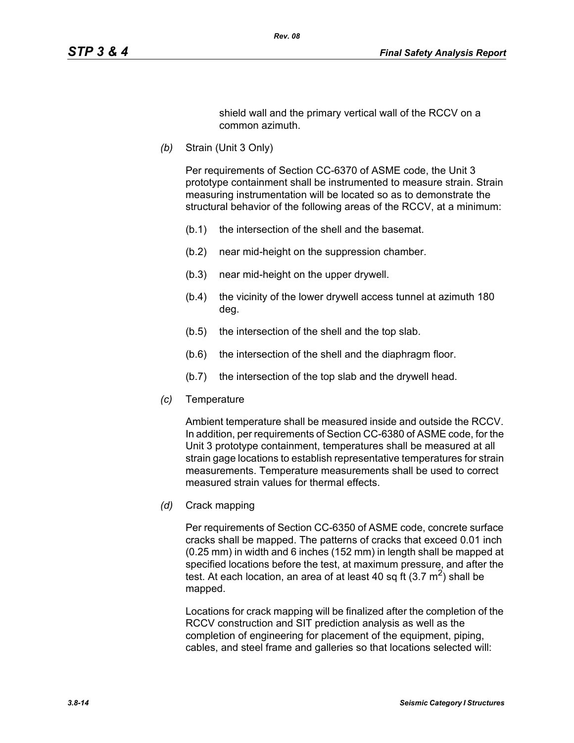shield wall and the primary vertical wall of the RCCV on a common azimuth.

*(b)* Strain (Unit 3 Only)

Per requirements of Section CC-6370 of ASME code, the Unit 3 prototype containment shall be instrumented to measure strain. Strain measuring instrumentation will be located so as to demonstrate the structural behavior of the following areas of the RCCV, at a minimum:

(b.1) the intersection of the shell and the basemat.

(b.2) near mid-height on the suppression chamber.

(b.3) near mid-height on the upper drywell.

(b.4) the vicinity of the lower drywell access tunnel at azimuth 180 deg.

(b.5) the intersection of the shell and the top slab.

(b.6) the intersection of the shell and the diaphragm floor.

(b.7) the intersection of the top slab and the drywell head.

*(c)* Temperature

Ambient temperature shall be measured inside and outside the RCCV. In addition, per requirements of Section CC-6380 of ASME code, for the Unit 3 prototype containment, temperatures shall be measured at all strain gage locations to establish representative temperatures for strain measurements. Temperature measurements shall be used to correct measured strain values for thermal effects.

*(d)* Crack mapping

Per requirements of Section CC-6350 of ASME code, concrete surface cracks shall be mapped. The patterns of cracks that exceed 0.01 inch (0.25 mm) in width and 6 inches (152 mm) in length shall be mapped at specified locations before the test, at maximum pressure, and after the test. At each location, an area of at least 40 sq ft (3.7 $m^2$) shall be mapped.

Locations for crack mapping will be finalized after the completion of the RCCV construction and SIT prediction analysis as well as the completion of engineering for placement of the equipment, piping, cables, and steel frame and galleries so that locations selected will: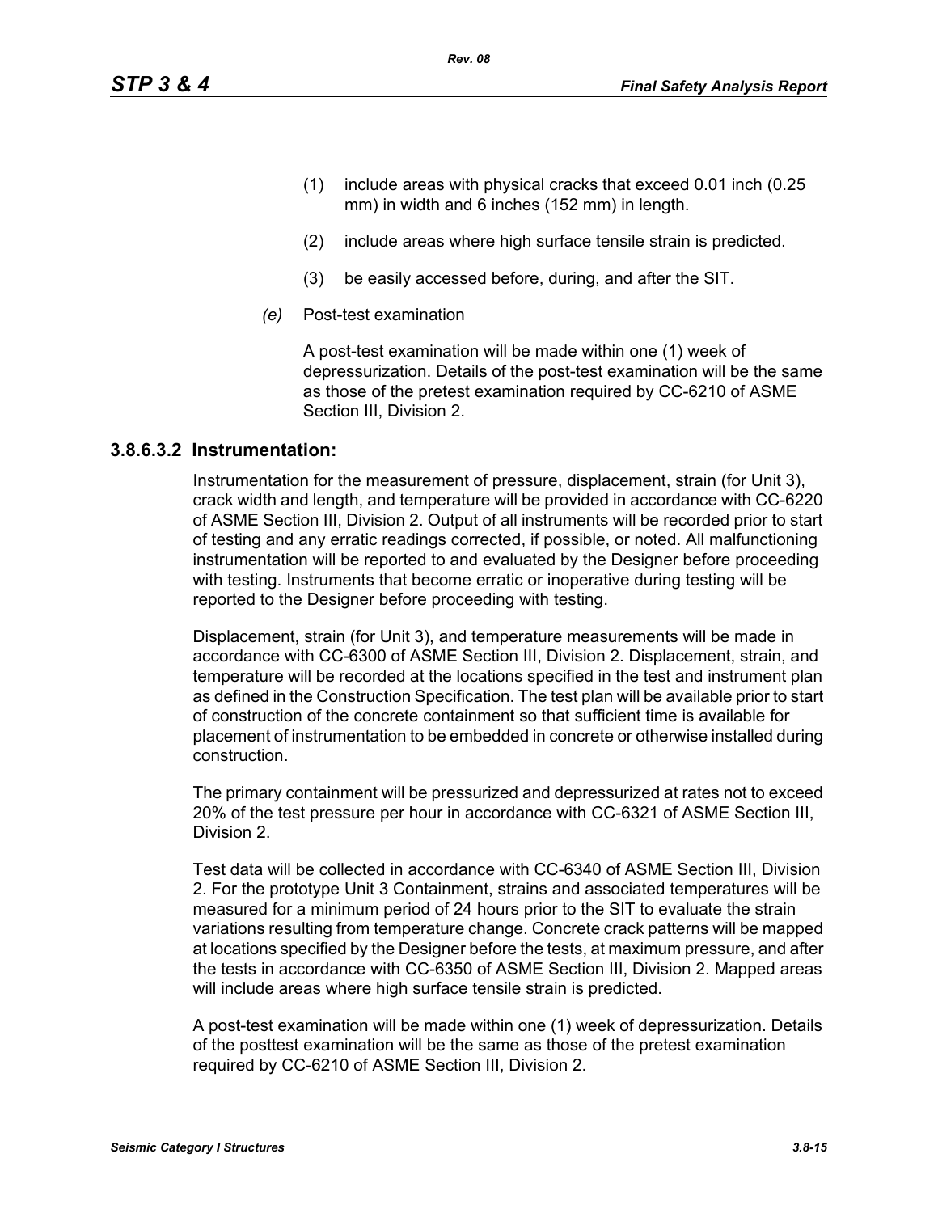(1) include areas with physical cracks that exceed 0.01 inch (0.25 mm) in width and 6 inches (152 mm) in length.

(2) include areas where high surface tensile strain is predicted.

(3) be easily accessed before, during, and after the SIT.

*(e)* Post-test examination

A post-test examination will be made within one (1) week of depressurization. Details of the post-test examination will be the same as those of the pretest examination required by CC-6210 of ASME Section III, Division 2.

### 3.8.6.3.2 Instrumentation:

Instrumentation for the measurement of pressure, displacement, strain (for Unit 3), crack width and length, and temperature will be provided in accordance with CC-6220 of ASME Section III, Division 2. Output of all instruments will be recorded prior to start of testing and any erratic readings corrected, if possible, or noted. All malfunctioning instrumentation will be reported to and evaluated by the Designer before proceeding with testing. Instruments that become erratic or inoperative during testing will be reported to the Designer before proceeding with testing.

Displacement, strain (for Unit 3), and temperature measurements will be made in accordance with CC-6300 of ASME Section III, Division 2. Displacement, strain, and temperature will be recorded at the locations specified in the test and instrument plan as defined in the Construction Specification. The test plan will be available prior to start of construction of the concrete containment so that sufficient time is available for placement of instrumentation to be embedded in concrete or otherwise installed during construction.

The primary containment will be pressurized and depressurized at rates not to exceed 20% of the test pressure per hour in accordance with CC-6321 of ASME Section III, Division 2.

Test data will be collected in accordance with CC-6340 of ASME Section III, Division 2. For the prototype Unit 3 Containment, strains and associated temperatures will be measured for a minimum period of 24 hours prior to the SIT to evaluate the strain variations resulting from temperature change. Concrete crack patterns will be mapped at locations specified by the Designer before the tests, at maximum pressure, and after the tests in accordance with CC-6350 of ASME Section III, Division 2. Mapped areas will include areas where high surface tensile strain is predicted.

A post-test examination will be made within one (1) week of depressurization. Details of the posttest examination will be the same as those of the pretest examination required by CC-6210 of ASME Section III, Division 2.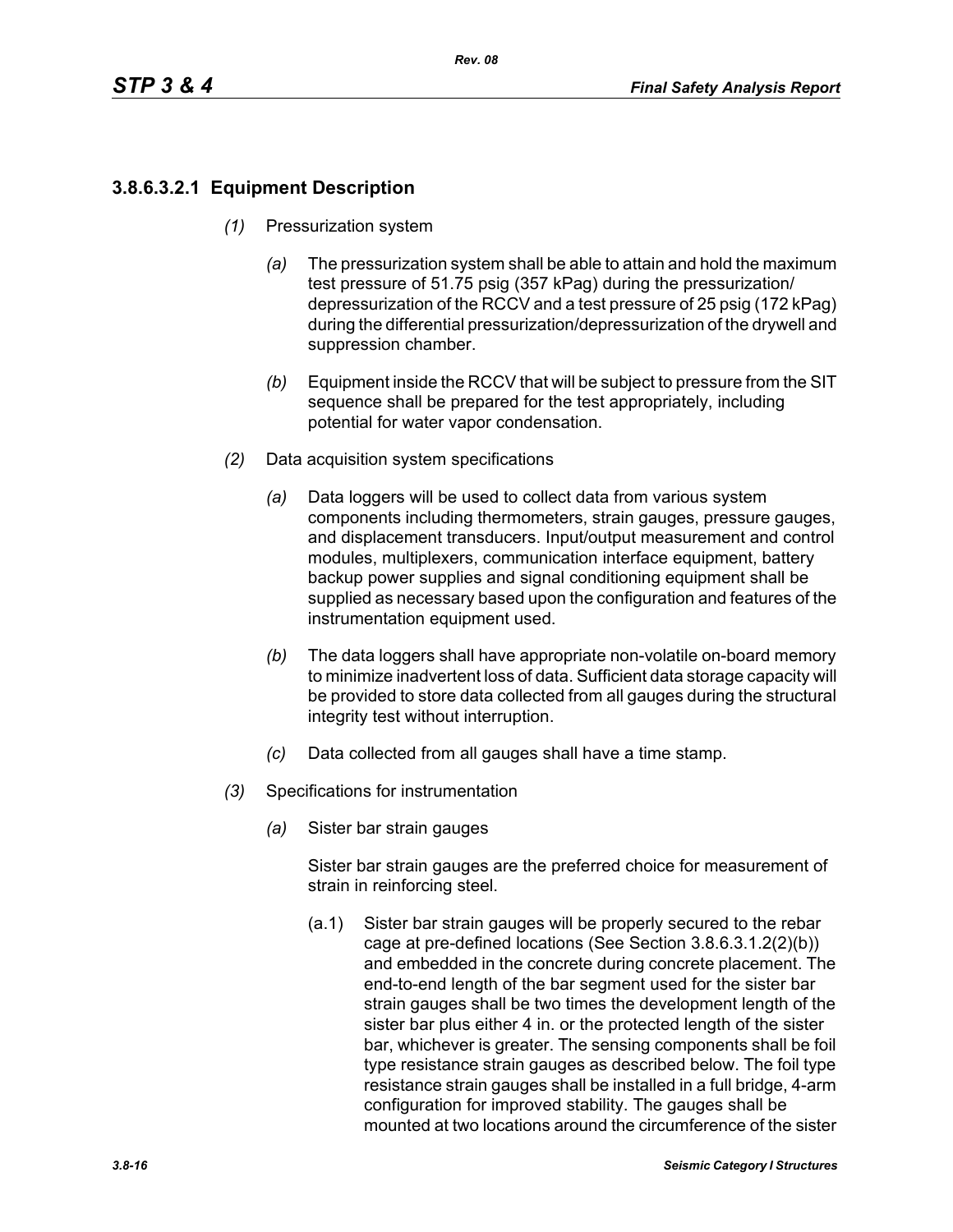### 3.8.6.3.2.1 Equipment Description

*(1)* Pressurization system

*(a)* The pressurization system shall be able to attain and hold the maximum test pressure of 51.75 psig (357 kPag) during the pressurization/ depressurization of the RCCV and a test pressure of 25 psig (172 kPag) during the differential pressurization/depressurization of the drywell and suppression chamber.

*(b)* Equipment inside the RCCV that will be subject to pressure from the SIT sequence shall be prepared for the test appropriately, including potential for water vapor condensation.

*(2)* Data acquisition system specifications

*(a)* Data loggers will be used to collect data from various system components including thermometers, strain gauges, pressure gauges, and displacement transducers. Input/output measurement and control modules, multiplexers, communication interface equipment, battery backup power supplies and signal conditioning equipment shall be supplied as necessary based upon the configuration and features of the instrumentation equipment used.

*(b)* The data loggers shall have appropriate non-volatile on-board memory to minimize inadvertent loss of data. Sufficient data storage capacity will be provided to store data collected from all gauges during the structural integrity test without interruption.

*(c)* Data collected from all gauges shall have a time stamp.

*(3)* Specifications for instrumentation

*(a)* Sister bar strain gauges

Sister bar strain gauges are the preferred choice for measurement of strain in reinforcing steel.

(a.1) Sister bar strain gauges will be properly secured to the rebar cage at pre-defined locations (See Section 3.8.6.3.1.2(2)(b)) and embedded in the concrete during concrete placement. The end-to-end length of the bar segment used for the sister bar strain gauges shall be two times the development length of the sister bar plus either 4 in. or the protected length of the sister bar, whichever is greater. The sensing components shall be foil type resistance strain gauges as described below. The foil type resistance strain gauges shall be installed in a full bridge, 4-arm configuration for improved stability. The gauges shall be mounted at two locations around the circumference of the sister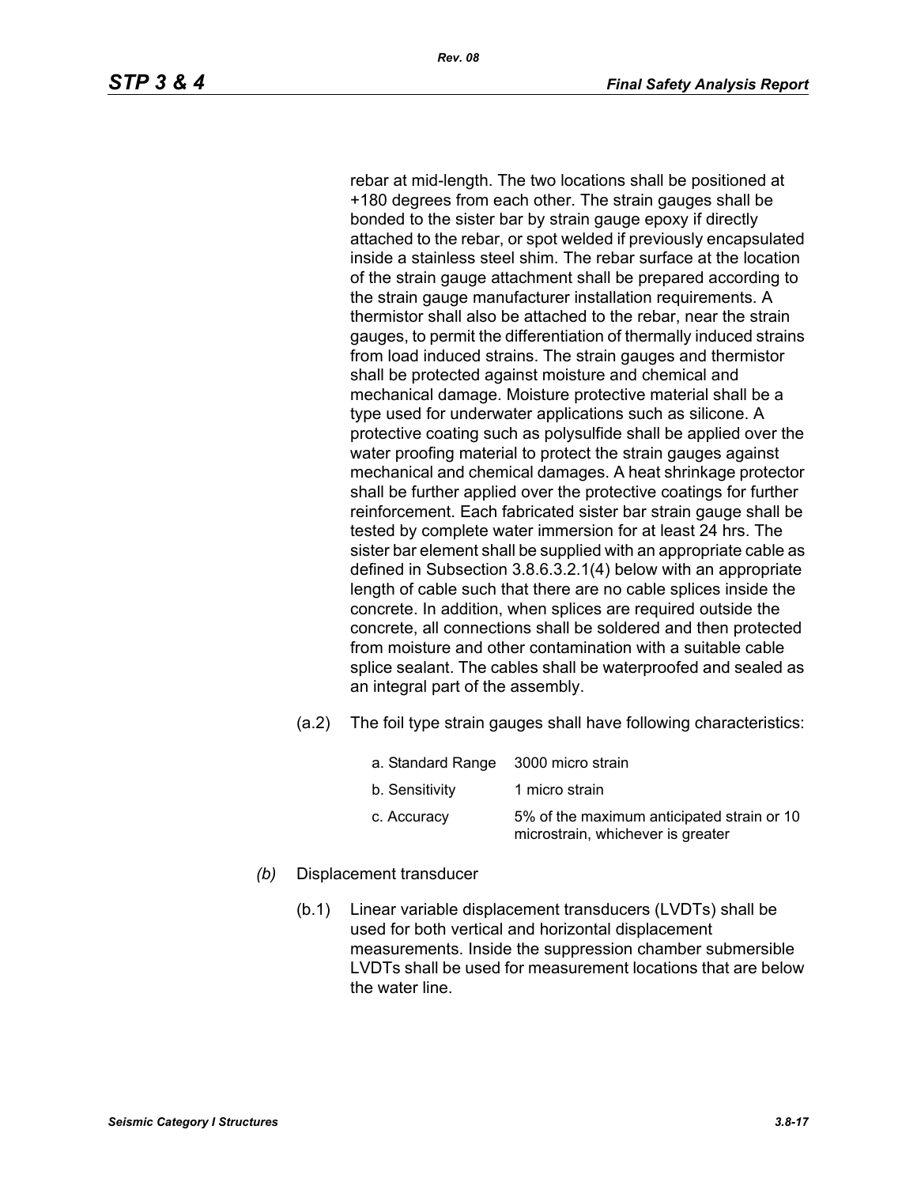rebar at mid-length. The two locations shall be positioned at +180 degrees from each other. The strain gauges shall be bonded to the sister bar by strain gauge epoxy if directly attached to the rebar, or spot welded if previously encapsulated inside a stainless steel shim. The rebar surface at the location of the strain gauge attachment shall be prepared according to the strain gauge manufacturer installation requirements. A thermistor shall also be attached to the rebar, near the strain gauges, to permit the differentiation of thermally induced strains from load induced strains. The strain gauges and thermistor shall be protected against moisture and chemical and mechanical damage. Moisture protective material shall be a type used for underwater applications such as silicone. A protective coating such as polysulfide shall be applied over the water proofing material to protect the strain gauges against mechanical and chemical damages. A heat shrinkage protector shall be further applied over the protective coatings for further reinforcement. Each fabricated sister bar strain gauge shall be tested by complete water immersion for at least 24 hrs. The sister bar element shall be supplied with an appropriate cable as defined in Subsection 3.8.6.3.2.1(4) below with an appropriate length of cable such that there are no cable splices inside the concrete. In addition, when splices are required outside the concrete, all connections shall be soldered and then protected from moisture and other contamination with a suitable cable splice sealant. The cables shall be waterproofed and sealed as an integral part of the assembly.

(a.2) The foil type strain gauges shall have following characteristics:

| | |
|---|---|
| a. Standard Range | 3000 micro strain |
| b. Sensitivity | 1 micro strain |
| c. Accuracy | 5% of the maximum anticipated strain or 10 microstrain, whichever is greater |

*(b)* Displacement transducer

(b.1) Linear variable displacement transducers (LVDTs) shall be used for both vertical and horizontal displacement measurements. Inside the suppression chamber submersible LVDTs shall be used for measurement locations that are below the water line.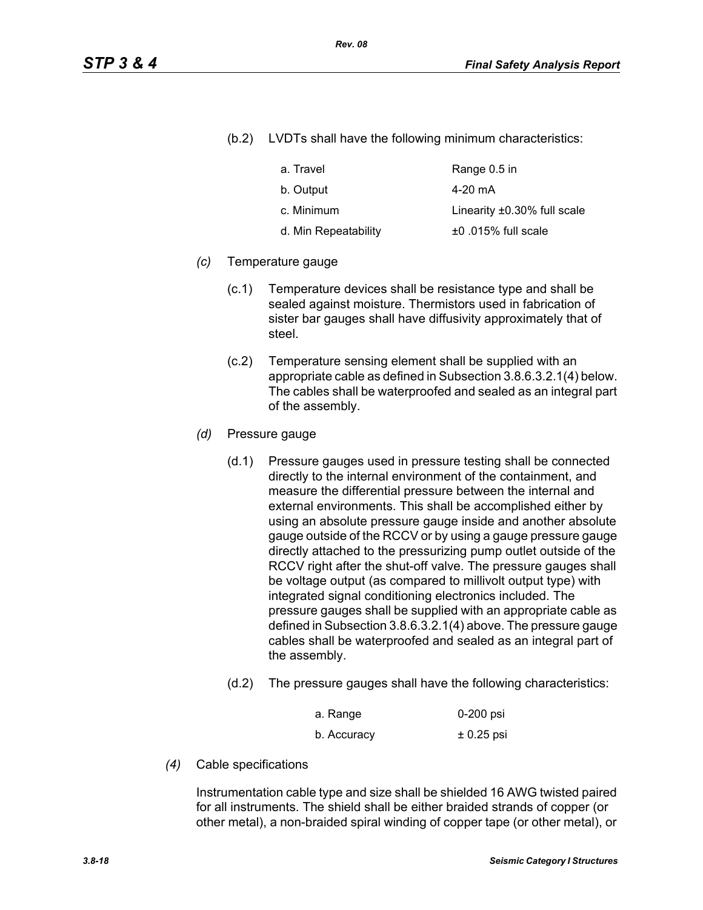(b.2) LVDTs shall have the following minimum characteristics:

| | |
|---|---|
| a. Travel | Range 0.5 in |
| b. Output | 4-20 mA |
| c. Minimum | Linearity ±0.30% full scale |
| d. Min Repeatability | ±0 .015% full scale |

*(c)* Temperature gauge

(c.1) Temperature devices shall be resistance type and shall be sealed against moisture. Thermistors used in fabrication of sister bar gauges shall have diffusivity approximately that of steel.

(c.2) Temperature sensing element shall be supplied with an appropriate cable as defined in Subsection 3.8.6.3.2.1(4) below. The cables shall be waterproofed and sealed as an integral part of the assembly.

*(d)* Pressure gauge

(d.1) Pressure gauges used in pressure testing shall be connected directly to the internal environment of the containment, and measure the differential pressure between the internal and external environments. This shall be accomplished either by using an absolute pressure gauge inside and another absolute gauge outside of the RCCV or by using a gauge pressure gauge directly attached to the pressurizing pump outlet outside of the RCCV right after the shut-off valve. The pressure gauges shall be voltage output (as compared to millivolt output type) with integrated signal conditioning electronics included. The pressure gauges shall be supplied with an appropriate cable as defined in Subsection 3.8.6.3.2.1(4) above. The pressure gauge cables shall be waterproofed and sealed as an integral part of the assembly.

(d.2) The pressure gauges shall have the following characteristics:

| | |
|---|---|
| a. Range | 0-200 psi |
| b. Accuracy | ± 0.25 psi |

*(4)* Cable specifications

Instrumentation cable type and size shall be shielded 16 AWG twisted paired for all instruments. The shield shall be either braided strands of copper (or other metal), a non-braided spiral winding of copper tape (or other metal), or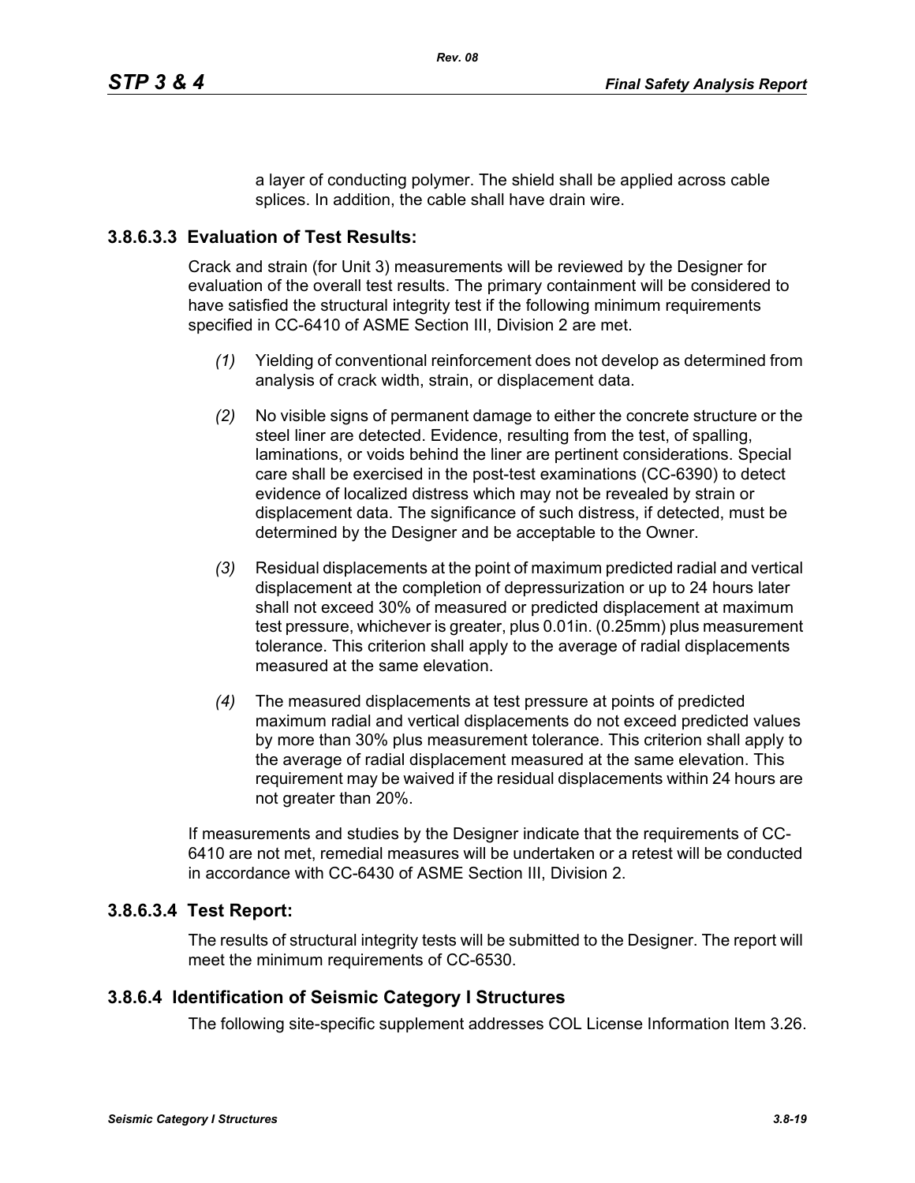a layer of conducting polymer. The shield shall be applied across cable splices. In addition, the cable shall have drain wire.

### 3.8.6.3.3 Evaluation of Test Results:

Crack and strain (for Unit 3) measurements will be reviewed by the Designer for evaluation of the overall test results. The primary containment will be considered to have satisfied the structural integrity test if the following minimum requirements specified in CC-6410 of ASME Section III, Division 2 are met.

*(1)* Yielding of conventional reinforcement does not develop as determined from analysis of crack width, strain, or displacement data.

*(2)* No visible signs of permanent damage to either the concrete structure or the steel liner are detected. Evidence, resulting from the test, of spalling, laminations, or voids behind the liner are pertinent considerations. Special care shall be exercised in the post-test examinations (CC-6390) to detect evidence of localized distress which may not be revealed by strain or displacement data. The significance of such distress, if detected, must be determined by the Designer and be acceptable to the Owner.

*(3)* Residual displacements at the point of maximum predicted radial and vertical displacement at the completion of depressurization or up to 24 hours later shall not exceed 30% of measured or predicted displacement at maximum test pressure, whichever is greater, plus 0.01in. (0.25mm) plus measurement tolerance. This criterion shall apply to the average of radial displacements measured at the same elevation.

*(4)* The measured displacements at test pressure at points of predicted maximum radial and vertical displacements do not exceed predicted values by more than 30% plus measurement tolerance. This criterion shall apply to the average of radial displacement measured at the same elevation. This requirement may be waived if the residual displacements within 24 hours are not greater than 20%.

If measurements and studies by the Designer indicate that the requirements of CC-6410 are not met, remedial measures will be undertaken or a retest will be conducted in accordance with CC-6430 of ASME Section III, Division 2.

### 3.8.6.3.4 Test Report:

The results of structural integrity tests will be submitted to the Designer. The report will meet the minimum requirements of CC-6530.

## 3.8.6.4 Identification of Seismic Category I Structures

The following site-specific supplement addresses COL License Information Item 3.26.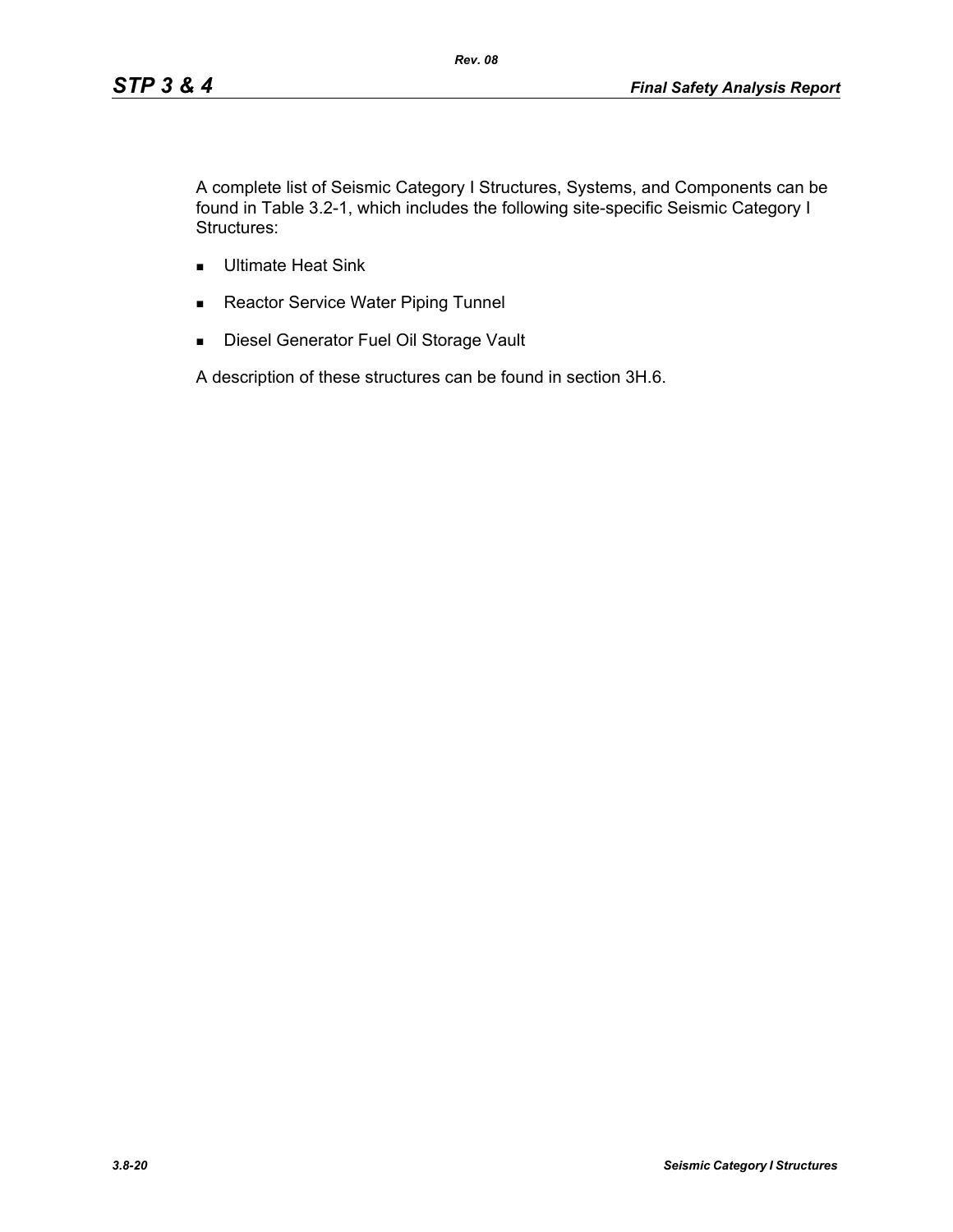A complete list of Seismic Category I Structures, Systems, and Components can be found in Table 3.2-1, which includes the following site-specific Seismic Category I Structures:

- Ultimate Heat Sink
- Reactor Service Water Piping Tunnel
- Diesel Generator Fuel Oil Storage Vault

A description of these structures can be found in section 3H.6.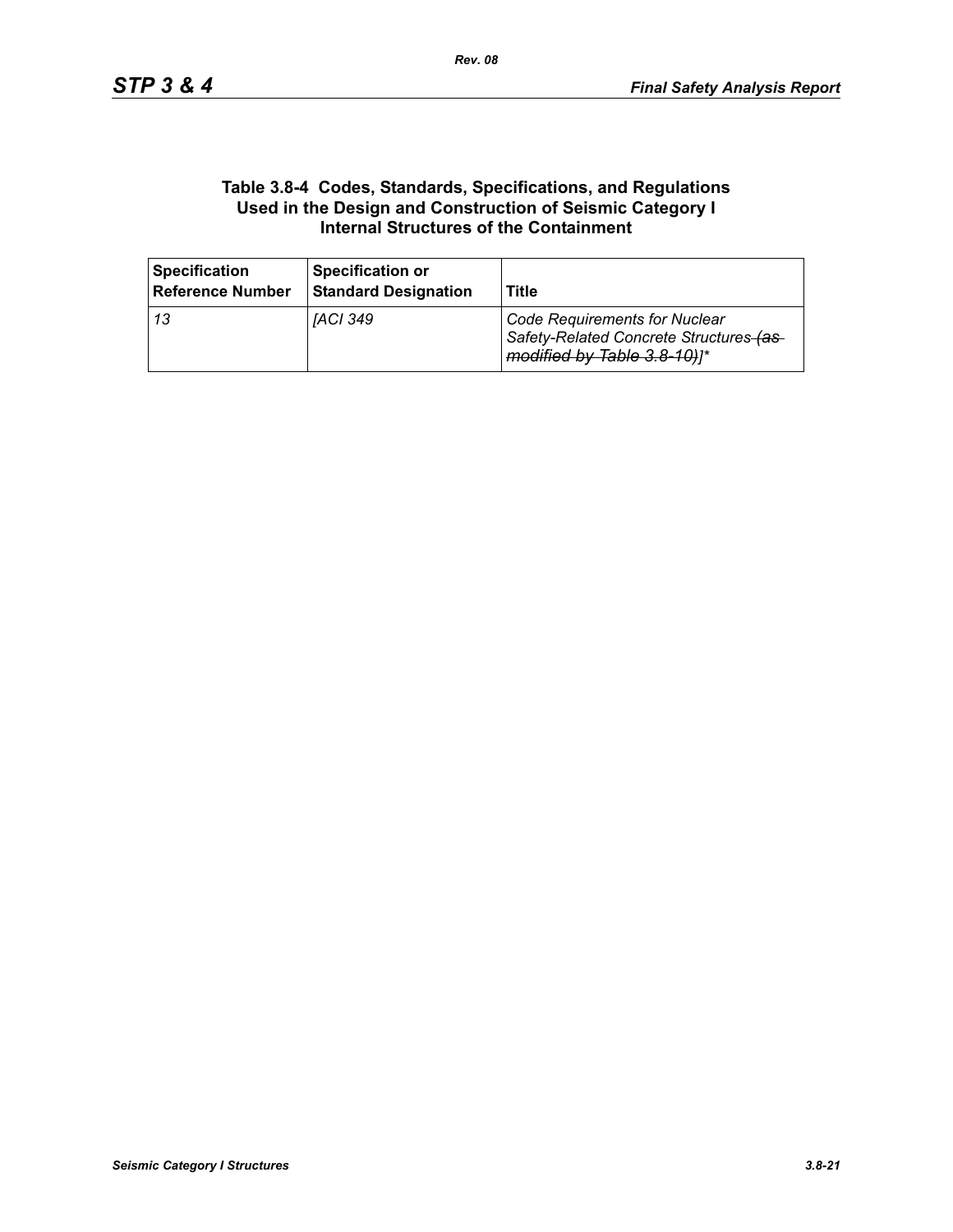**Table 3.8-4 Codes, Standards, Specifications, and Regulations Used in the Design and Construction of Seismic Category I Internal Structures of the Containment**

| Specification Reference Number | Specification or Standard Designation | Title |
|---|---|---|
| *13* | *[ACI 349* | *Code Requirements for Nuclear Safety-Related Concrete Structures ~~(as modified by Table 3.8-10)~~]\** |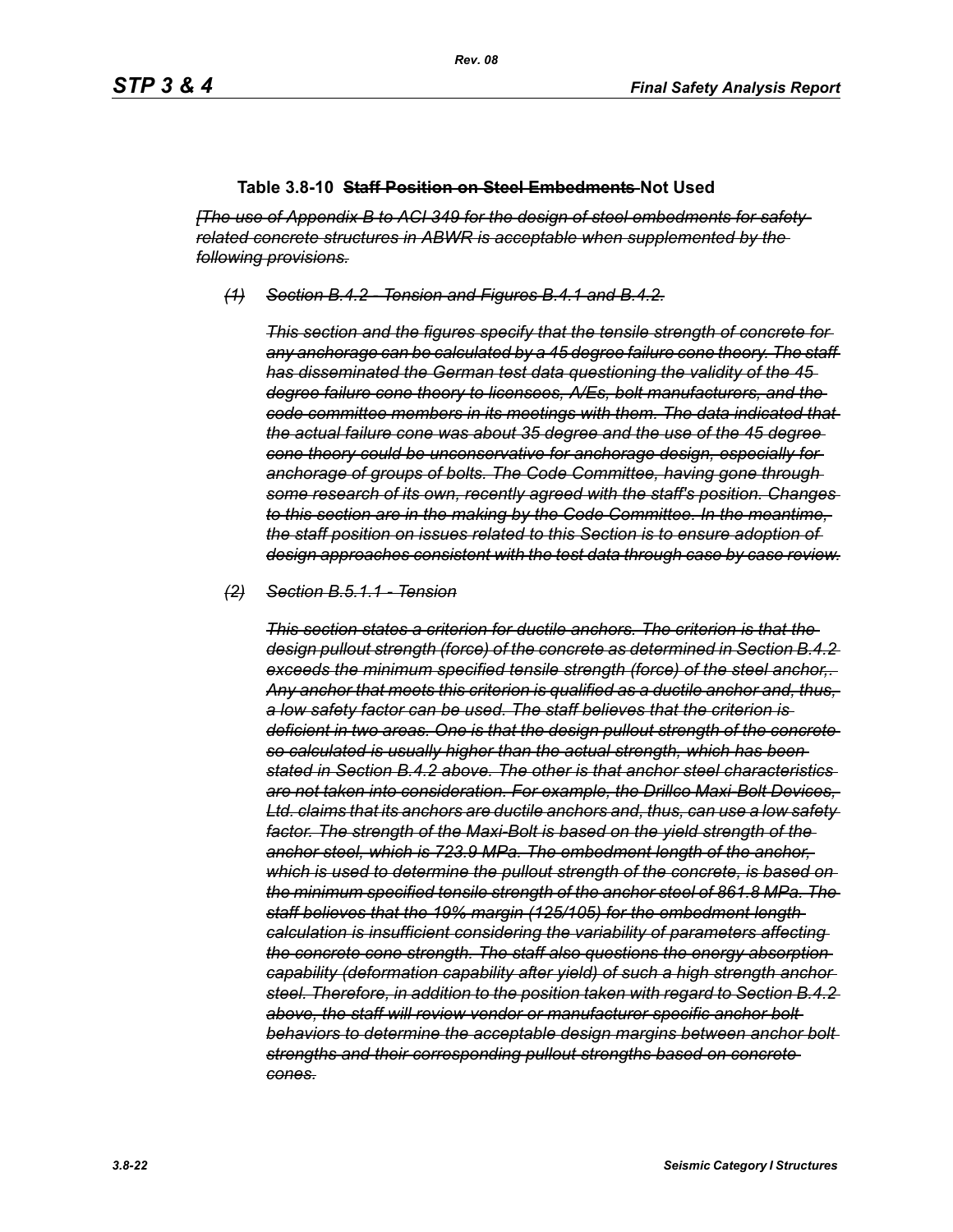**Table 3.8-10 ~~Staff Position on Steel Embedments~~ Not Used**

*~~[The use of Appendix B to ACI 349 for the design of steel embedments for safety-related concrete structures in ABWR is acceptable when supplemented by the following provisions.~~*

*~~(1) Section B.4.2 - Tension and Figures B.4.1 and B.4.2.~~*

*~~This section and the figures specify that the tensile strength of concrete for any anchorage can be calculated by a 45 degree failure cone theory. The staff has disseminated the German test data questioning the validity of the 45 degree failure cone theory to licensees, A/Es, bolt manufacturers, and the code committee members in its meetings with them. The data indicated that the actual failure cone was about 35 degree and the use of the 45 degree cone theory could be unconservative for anchorage design, especially for anchorage of groups of bolts. The Code Committee, having gone through some research of its own, recently agreed with the staff's position. Changes to this section are in the making by the Code Committee. In the meantime, the staff position on issues related to this Section is to ensure adoption of design approaches consistent with the test data through case by case review.~~*

*~~(2) Section B.5.1.1 - Tension~~*

*~~This section states a criterion for ductile anchors. The criterion is that the design pullout strength (force) of the concrete as determined in Section B.4.2 exceeds the minimum specified tensile strength (force) of the steel anchor,. Any anchor that meets this criterion is qualified as a ductile anchor and, thus, a low safety factor can be used. The staff believes that the criterion is deficient in two areas. One is that the design pullout strength of the concrete so calculated is usually higher than the actual strength, which has been stated in Section B.4.2 above. The other is that anchor steel characteristics are not taken into consideration. For example, the Drillco Maxi-Bolt Devices, Ltd. claims that its anchors are ductile anchors and, thus, can use a low safety factor. The strength of the Maxi-Bolt is based on the yield strength of the anchor steel, which is 723.9 MPa. The embedment length of the anchor, which is used to determine the pullout strength of the concrete, is based on the minimum specified tensile strength of the anchor steel of 861.8 MPa. The staff believes that the 19% margin (125/105) for the embedment length calculation is insufficient considering the variability of parameters affecting the concrete cone strength. The staff also questions the energy absorption capability (deformation capability after yield) of such a high strength anchor steel. Therefore, in addition to the position taken with regard to Section B.4.2 above, the staff will review vendor or manufacturer specific anchor bolt behaviors to determine the acceptable design margins between anchor bolt strengths and their corresponding pullout strengths based on concrete cones.~~*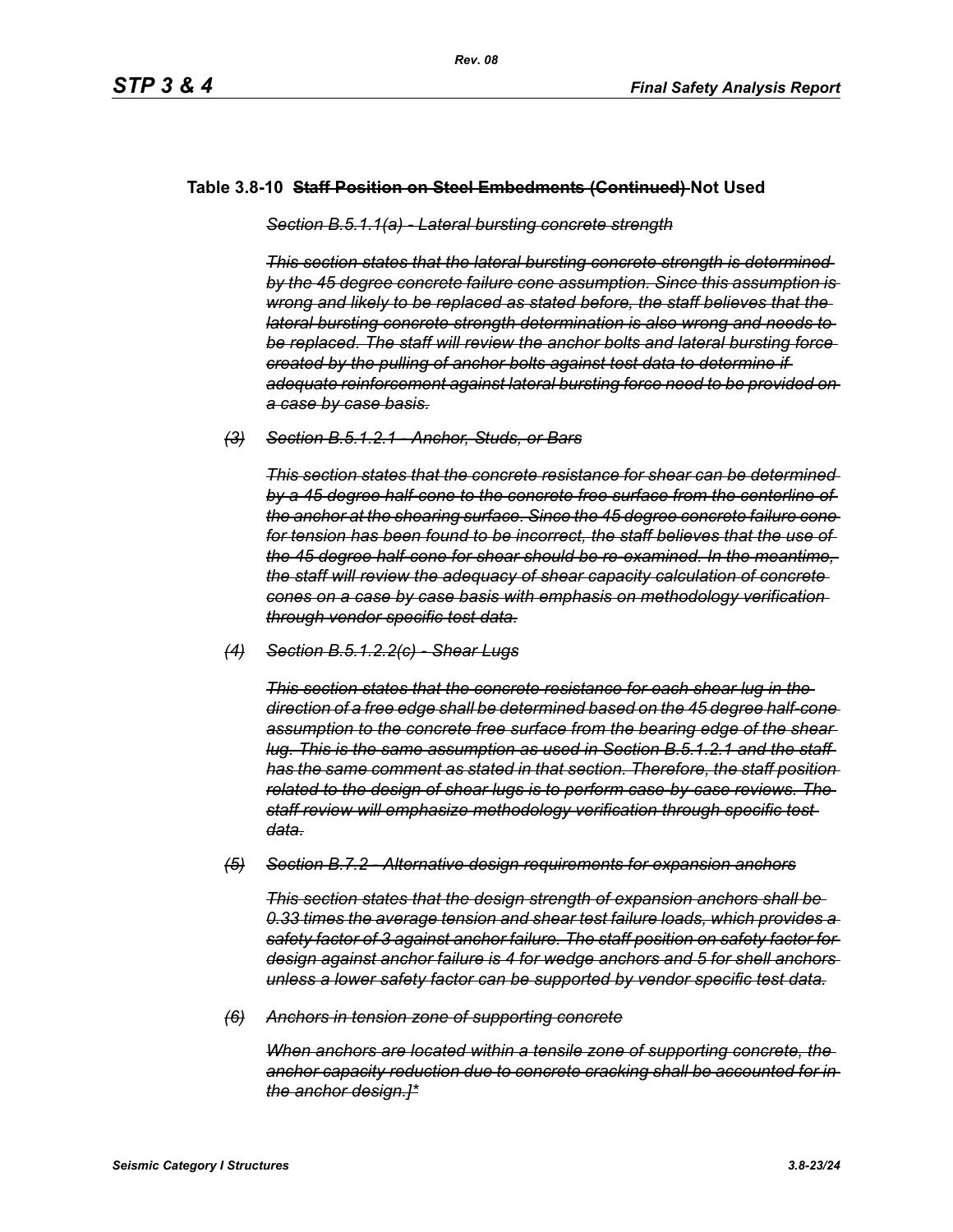**Table 3.8-10 ~~Staff Position on Steel Embedments (Continued)~~ Not Used**

~~*Section B.5.1.1(a) - Lateral bursting concrete strength*~~

~~*This section states that the lateral bursting concrete strength is determined by the 45 degree concrete failure cone assumption. Since this assumption is wrong and likely to be replaced as stated before, the staff believes that the lateral bursting concrete strength determination is also wrong and needs to be replaced. The staff will review the anchor bolts and lateral bursting force created by the pulling of anchor bolts against test data to determine if adequate reinforcement against lateral bursting force need to be provided on a case by case basis.*~~

~~*(3) Section B.5.1.2.1 - Anchor, Studs, or Bars*~~

~~*This section states that the concrete resistance for shear can be determined by a 45 degree half-cone to the concrete free surface from the centerline of the anchor at the shearing surface. Since the 45 degree concrete failure cone for tension has been found to be incorrect, the staff believes that the use of the 45 degree half-cone for shear should be re-examined. In the meantime, the staff will review the adequacy of shear capacity calculation of concrete cones on a case by case basis with emphasis on methodology verification through vendor specific test data.*~~

~~*(4) Section B.5.1.2.2(c) - Shear Lugs*~~

~~*This section states that the concrete resistance for each shear lug in the direction of a free edge shall be determined based on the 45 degree half-cone assumption to the concrete free surface from the bearing edge of the shear lug. This is the same assumption as used in Section B.5.1.2.1 and the staff has the same comment as stated in that section. Therefore, the staff position related to the design of shear lugs is to perform case-by-case reviews. The staff review will emphasize methodology verification through specific test data.*~~

~~*(5) Section B.7.2 - Alternative design requirements for expansion anchors*~~

~~*This section states that the design strength of expansion anchors shall be 0.33 times the average tension and shear test failure loads, which provides a safety factor of 3 against anchor failure. The staff position on safety factor for design against anchor failure is 4 for wedge anchors and 5 for shell anchors unless a lower safety factor can be supported by vendor specific test data.*~~

~~*(6) Anchors in tension zone of supporting concrete*~~

~~*When anchors are located within a tensile zone of supporting concrete, the anchor capacity reduction due to concrete cracking shall be accounted for in the anchor design.]**~~